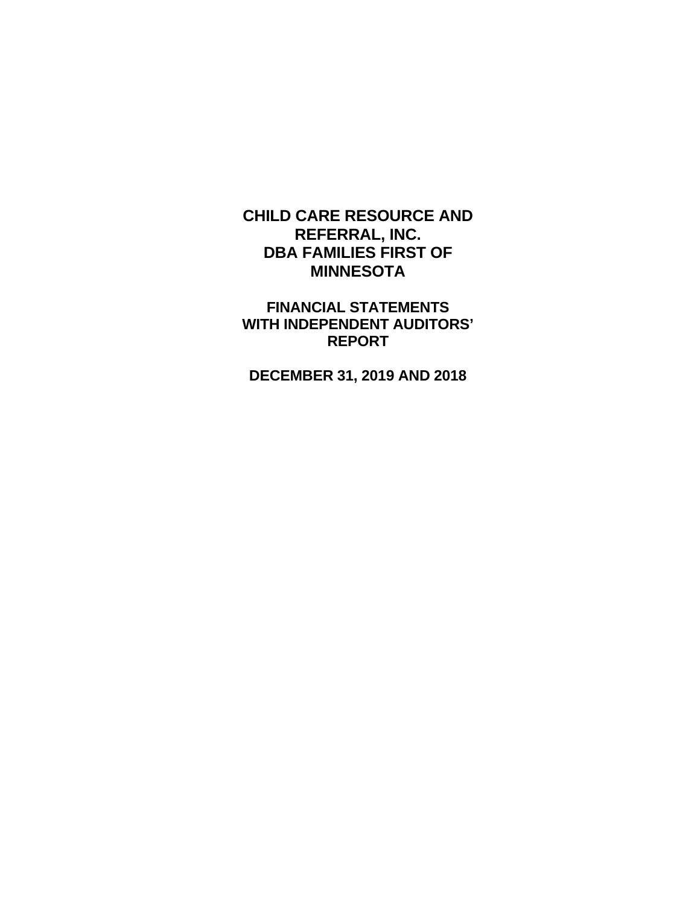# CHILD CARE RESOURCE AND REFERRAL, INC.
# DBA FAMILIES FIRST OF MINNESOTA

## FINANCIAL STATEMENTS WITH INDEPENDENT AUDITORS' REPORT

## DECEMBER 31, 2019 AND 2018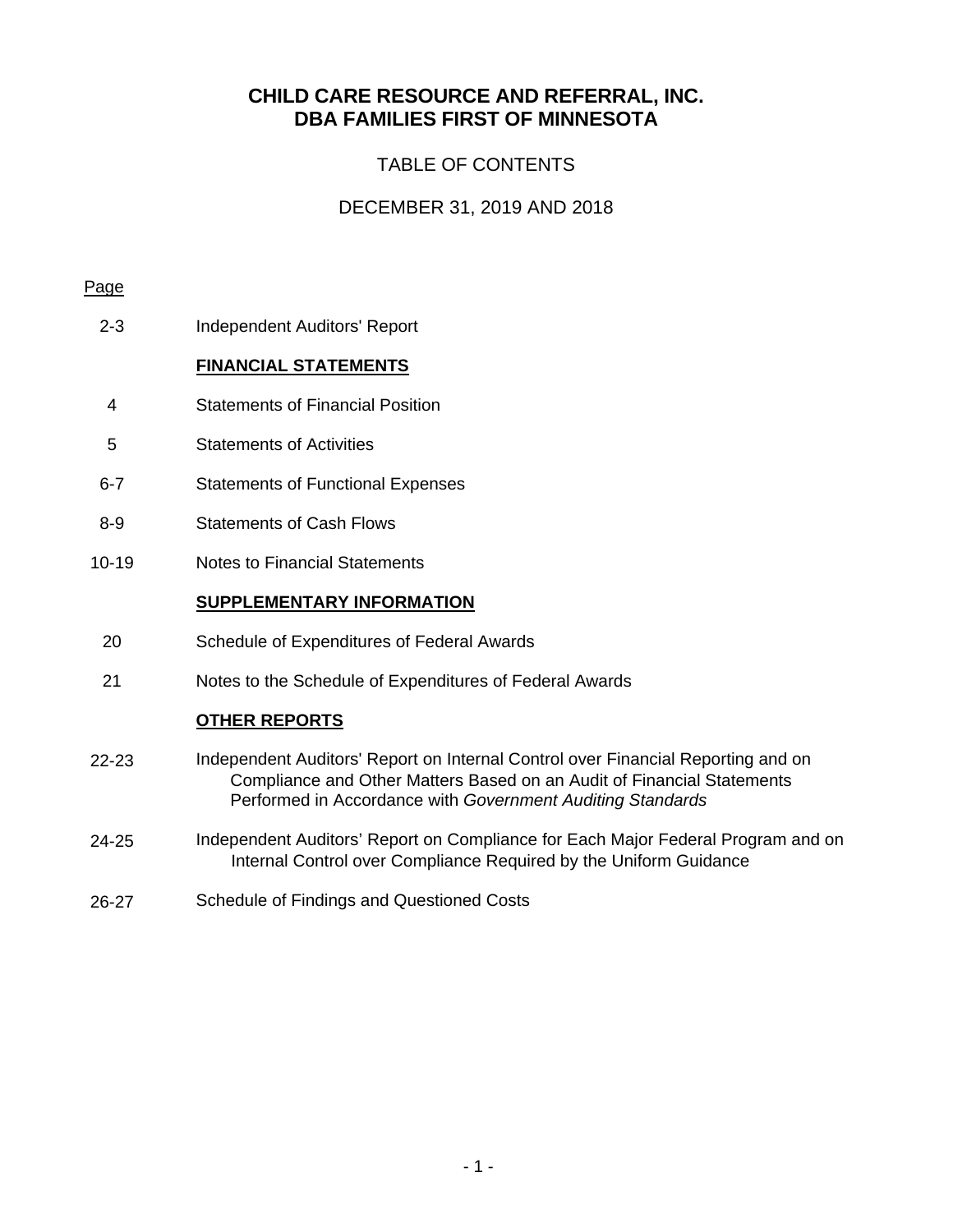# CHILD CARE RESOURCE AND REFERRAL, INC.
# DBA FAMILIES FIRST OF MINNESOTA

## TABLE OF CONTENTS

## DECEMBER 31, 2019 AND 2018

| Page | |
|---|---|
| 2-3 | Independent Auditors' Report |
| | **FINANCIAL STATEMENTS** |
| 4 | Statements of Financial Position |
| 5 | Statements of Activities |
| 6-7 | Statements of Functional Expenses |
| 8-9 | Statements of Cash Flows |
| 10-19 | Notes to Financial Statements |
| | **SUPPLEMENTARY INFORMATION** |
| 20 | Schedule of Expenditures of Federal Awards |
| 21 | Notes to the Schedule of Expenditures of Federal Awards |
| | **OTHER REPORTS** |
| 22-23 | Independent Auditors' Report on Internal Control over Financial Reporting and on Compliance and Other Matters Based on an Audit of Financial Statements Performed in Accordance with *Government Auditing Standards* |
| 24-25 | Independent Auditors' Report on Compliance for Each Major Federal Program and on Internal Control over Compliance Required by the Uniform Guidance |
| 26-27 | Schedule of Findings and Questioned Costs |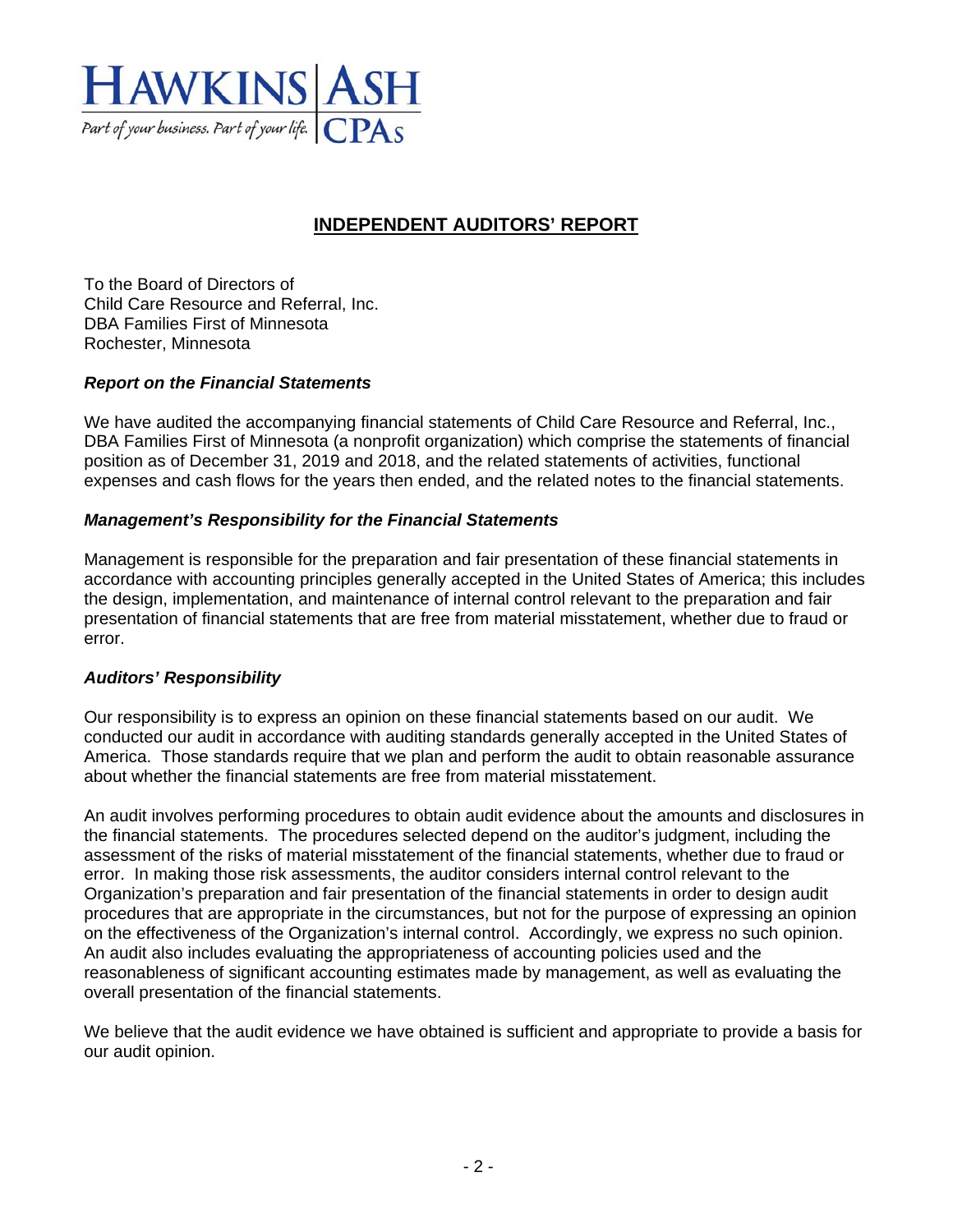HAWKINS | ASH

Part of your business. Part of your life. | CPAs

# INDEPENDENT AUDITORS' REPORT

To the Board of Directors of
Child Care Resource and Referral, Inc.
DBA Families First of Minnesota
Rochester, Minnesota

### *Report on the Financial Statements*

We have audited the accompanying financial statements of Child Care Resource and Referral, Inc., DBA Families First of Minnesota (a nonprofit organization) which comprise the statements of financial position as of December 31, 2019 and 2018, and the related statements of activities, functional expenses and cash flows for the years then ended, and the related notes to the financial statements.

### *Management's Responsibility for the Financial Statements*

Management is responsible for the preparation and fair presentation of these financial statements in accordance with accounting principles generally accepted in the United States of America; this includes the design, implementation, and maintenance of internal control relevant to the preparation and fair presentation of financial statements that are free from material misstatement, whether due to fraud or error.

### *Auditors' Responsibility*

Our responsibility is to express an opinion on these financial statements based on our audit. We conducted our audit in accordance with auditing standards generally accepted in the United States of America. Those standards require that we plan and perform the audit to obtain reasonable assurance about whether the financial statements are free from material misstatement.

An audit involves performing procedures to obtain audit evidence about the amounts and disclosures in the financial statements. The procedures selected depend on the auditor's judgment, including the assessment of the risks of material misstatement of the financial statements, whether due to fraud or error. In making those risk assessments, the auditor considers internal control relevant to the Organization's preparation and fair presentation of the financial statements in order to design audit procedures that are appropriate in the circumstances, but not for the purpose of expressing an opinion on the effectiveness of the Organization's internal control. Accordingly, we express no such opinion. An audit also includes evaluating the appropriateness of accounting policies used and the reasonableness of significant accounting estimates made by management, as well as evaluating the overall presentation of the financial statements.

We believe that the audit evidence we have obtained is sufficient and appropriate to provide a basis for our audit opinion.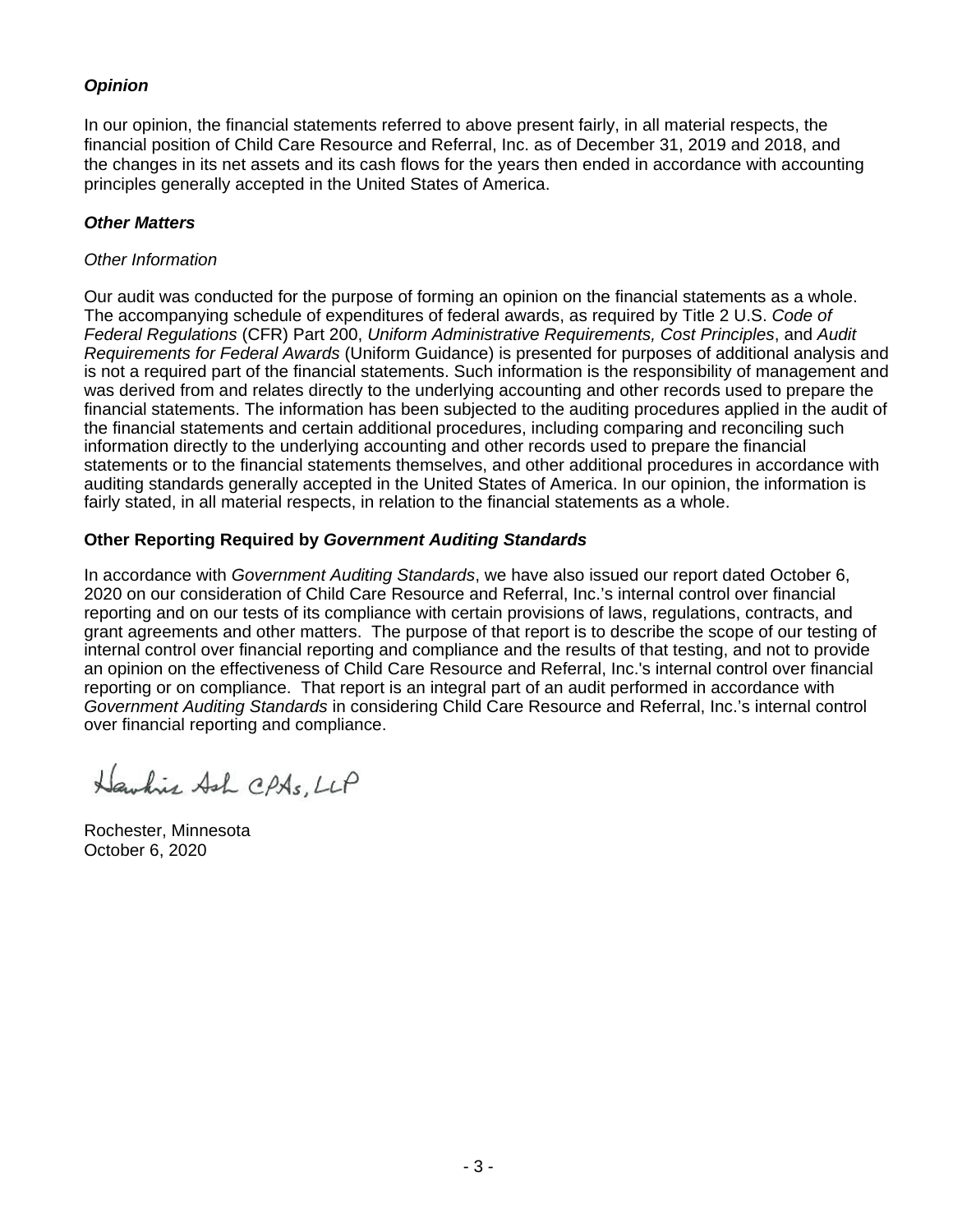### *Opinion*

In our opinion, the financial statements referred to above present fairly, in all material respects, the financial position of Child Care Resource and Referral, Inc. as of December 31, 2019 and 2018, and the changes in its net assets and its cash flows for the years then ended in accordance with accounting principles generally accepted in the United States of America.

### *Other Matters*

*Other Information*

Our audit was conducted for the purpose of forming an opinion on the financial statements as a whole. The accompanying schedule of expenditures of federal awards, as required by Title 2 U.S. *Code of Federal Regulations* (CFR) Part 200, *Uniform Administrative Requirements, Cost Principles*, and *Audit Requirements for Federal Awards* (Uniform Guidance) is presented for purposes of additional analysis and is not a required part of the financial statements. Such information is the responsibility of management and was derived from and relates directly to the underlying accounting and other records used to prepare the financial statements. The information has been subjected to the auditing procedures applied in the audit of the financial statements and certain additional procedures, including comparing and reconciling such information directly to the underlying accounting and other records used to prepare the financial statements or to the financial statements themselves, and other additional procedures in accordance with auditing standards generally accepted in the United States of America. In our opinion, the information is fairly stated, in all material respects, in relation to the financial statements as a whole.

### Other Reporting Required by *Government Auditing Standards*

In accordance with *Government Auditing Standards*, we have also issued our report dated October 6, 2020 on our consideration of Child Care Resource and Referral, Inc.'s internal control over financial reporting and on our tests of its compliance with certain provisions of laws, regulations, contracts, and grant agreements and other matters. The purpose of that report is to describe the scope of our testing of internal control over financial reporting and compliance and the results of that testing, and not to provide an opinion on the effectiveness of Child Care Resource and Referral, Inc.'s internal control over financial reporting or on compliance. That report is an integral part of an audit performed in accordance with *Government Auditing Standards* in considering Child Care Resource and Referral, Inc.'s internal control over financial reporting and compliance.

Hawkins Ash CPAs, LLP

Rochester, Minnesota
October 6, 2020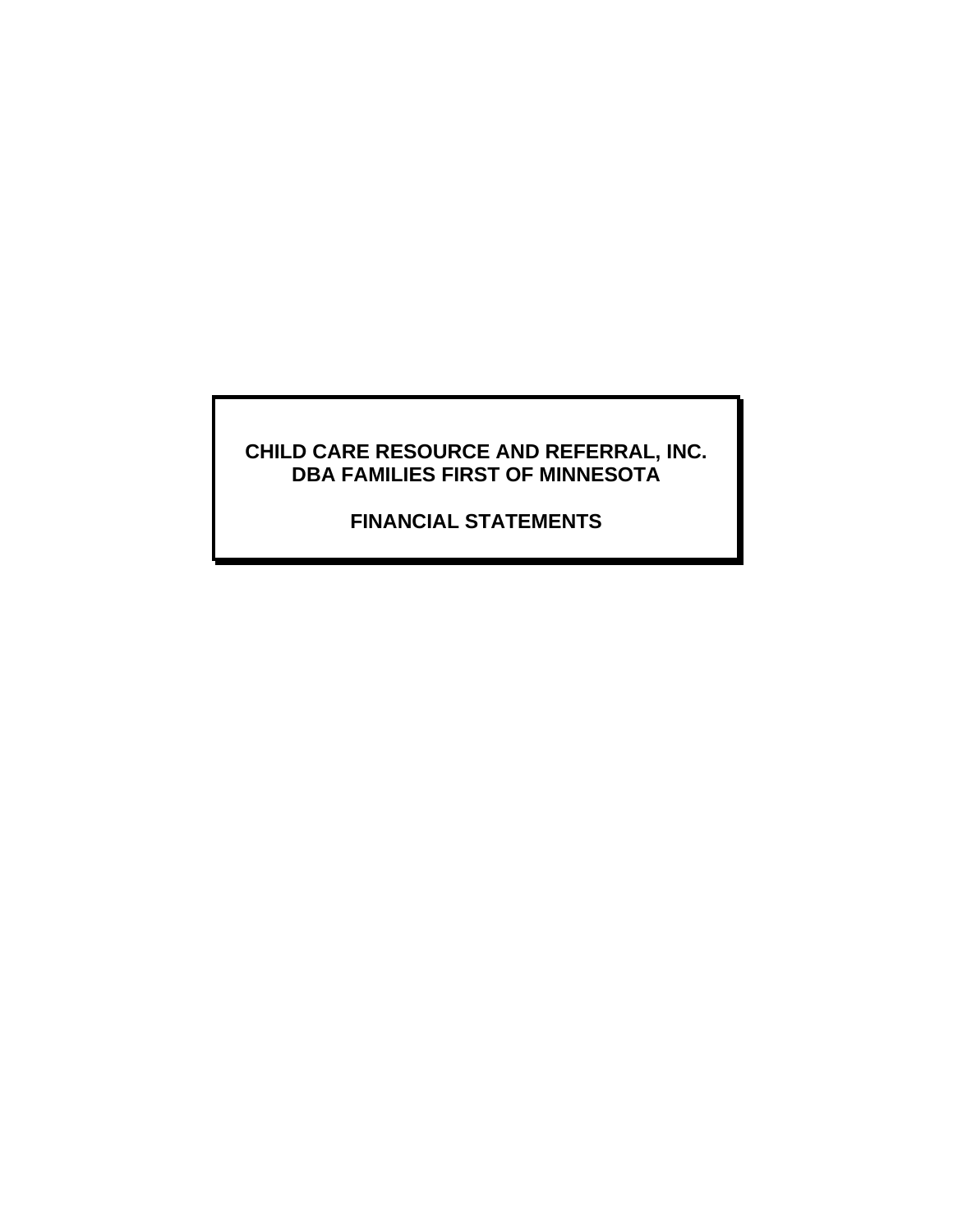**CHILD CARE RESOURCE AND REFERRAL, INC.**
**DBA FAMILIES FIRST OF MINNESOTA**

**FINANCIAL STATEMENTS**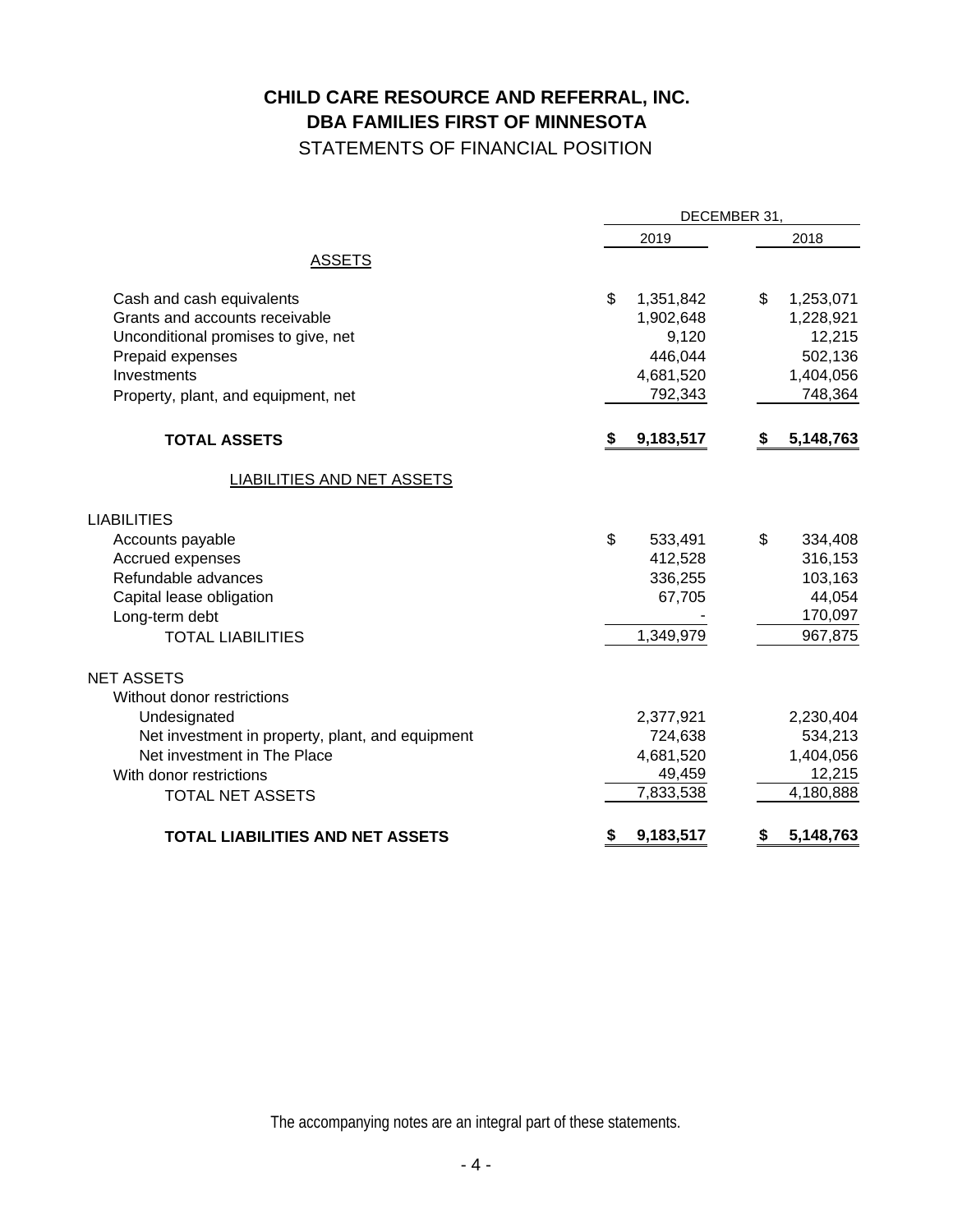# CHILD CARE RESOURCE AND REFERRAL, INC.
# DBA FAMILIES FIRST OF MINNESOTA
## STATEMENTS OF FINANCIAL POSITION

| | DECEMBER 31, | |
|---|---|---|
| | 2019 | 2018 |
| ASSETS | | |
| Cash and cash equivalents | $ 1,351,842 | $ 1,253,071 |
| Grants and accounts receivable | 1,902,648 | 1,228,921 |
| Unconditional promises to give, net | 9,120 | 12,215 |
| Prepaid expenses | 446,044 | 502,136 |
| Investments | 4,681,520 | 1,404,056 |
| Property, plant, and equipment, net | 792,343 | 748,364 |
| **TOTAL ASSETS** | **$ 9,183,517** | **$ 5,148,763** |
| LIABILITIES AND NET ASSETS | | |
| LIABILITIES | | |
| Accounts payable | $ 533,491 | $ 334,408 |
| Accrued expenses | 412,528 | 316,153 |
| Refundable advances | 336,255 | 103,163 |
| Capital lease obligation | 67,705 | 44,054 |
| Long-term debt | - | 170,097 |
| TOTAL LIABILITIES | 1,349,979 | 967,875 |
| NET ASSETS | | |
| Without donor restrictions | | |
| Undesignated | 2,377,921 | 2,230,404 |
| Net investment in property, plant, and equipment | 724,638 | 534,213 |
| Net investment in The Place | 4,681,520 | 1,404,056 |
| With donor restrictions | 49,459 | 12,215 |
| TOTAL NET ASSETS | 7,833,538 | 4,180,888 |
| **TOTAL LIABILITIES AND NET ASSETS** | **$ 9,183,517** | **$ 5,148,763** |

The accompanying notes are an integral part of these statements.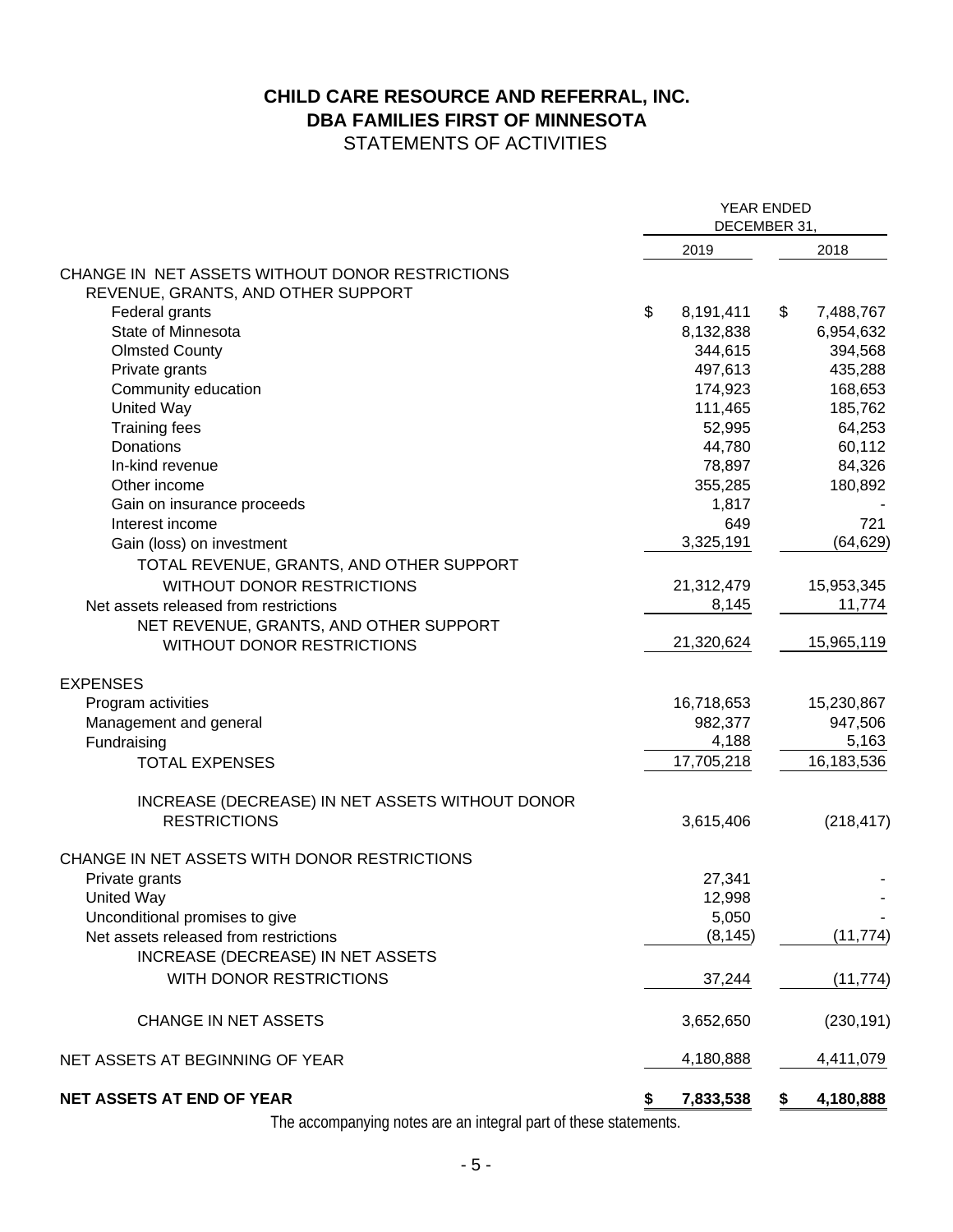# CHILD CARE RESOURCE AND REFERRAL, INC.
# DBA FAMILIES FIRST OF MINNESOTA
## STATEMENTS OF ACTIVITIES

| | YEAR ENDED DECEMBER 31, | |
|---|---|---|
| | 2019 | 2018 |
| CHANGE IN NET ASSETS WITHOUT DONOR RESTRICTIONS | | |
| REVENUE, GRANTS, AND OTHER SUPPORT | | |
| Federal grants | $ 8,191,411 | $ 7,488,767 |
| State of Minnesota | 8,132,838 | 6,954,632 |
| Olmsted County | 344,615 | 394,568 |
| Private grants | 497,613 | 435,288 |
| Community education | 174,923 | 168,653 |
| United Way | 111,465 | 185,762 |
| Training fees | 52,995 | 64,253 |
| Donations | 44,780 | 60,112 |
| In-kind revenue | 78,897 | 84,326 |
| Other income | 355,285 | 180,892 |
| Gain on insurance proceeds | 1,817 | - |
| Interest income | 649 | 721 |
| Gain (loss) on investment | 3,325,191 | (64,629) |
| TOTAL REVENUE, GRANTS, AND OTHER SUPPORT WITHOUT DONOR RESTRICTIONS | 21,312,479 | 15,953,345 |
| Net assets released from restrictions | 8,145 | 11,774 |
| NET REVENUE, GRANTS, AND OTHER SUPPORT WITHOUT DONOR RESTRICTIONS | 21,320,624 | 15,965,119 |
| EXPENSES | | |
| Program activities | 16,718,653 | 15,230,867 |
| Management and general | 982,377 | 947,506 |
| Fundraising | 4,188 | 5,163 |
| TOTAL EXPENSES | 17,705,218 | 16,183,536 |
| INCREASE (DECREASE) IN NET ASSETS WITHOUT DONOR RESTRICTIONS | 3,615,406 | (218,417) |
| CHANGE IN NET ASSETS WITH DONOR RESTRICTIONS | | |
| Private grants | 27,341 | - |
| United Way | 12,998 | - |
| Unconditional promises to give | 5,050 | - |
| Net assets released from restrictions | (8,145) | (11,774) |
| INCREASE (DECREASE) IN NET ASSETS WITH DONOR RESTRICTIONS | 37,244 | (11,774) |
| CHANGE IN NET ASSETS | 3,652,650 | (230,191) |
| NET ASSETS AT BEGINNING OF YEAR | 4,180,888 | 4,411,079 |
| **NET ASSETS AT END OF YEAR** | **$ 7,833,538** | **$ 4,180,888** |

The accompanying notes are an integral part of these statements.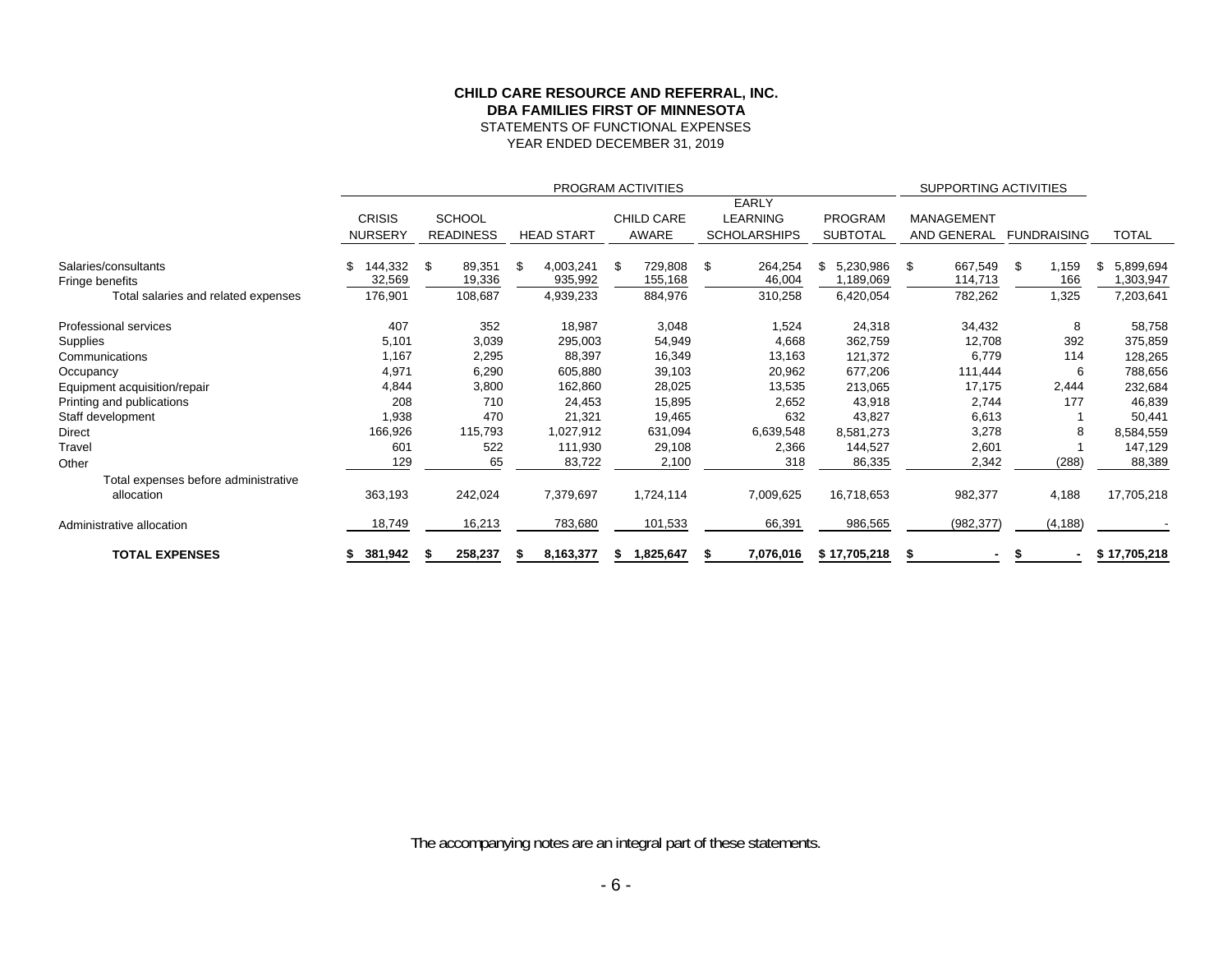**CHILD CARE RESOURCE AND REFERRAL, INC.**
**DBA FAMILIES FIRST OF MINNESOTA**
STATEMENTS OF FUNCTIONAL EXPENSES
YEAR ENDED DECEMBER 31, 2019

| | PROGRAM ACTIVITIES | | | | | | SUPPORTING ACTIVITIES | | |
|---|---|---|---|---|---|---|---|---|---|
| | CRISIS NURSERY | SCHOOL READINESS | HEAD START | CHILD CARE AWARE | EARLY LEARNING SCHOLARSHIPS | PROGRAM SUBTOTAL | MANAGEMENT AND GENERAL | FUNDRAISING | TOTAL |
| Salaries/consultants | $ 144,332 | $ 89,351 | $ 4,003,241 | $ 729,808 | $ 264,254 | $ 5,230,986 | $ 667,549 | $ 1,159 | $ 5,899,694 |
| Fringe benefits | 32,569 | 19,336 | 935,992 | 155,168 | 46,004 | 1,189,069 | 114,713 | 166 | 1,303,947 |
| Total salaries and related expenses | 176,901 | 108,687 | 4,939,233 | 884,976 | 310,258 | 6,420,054 | 782,262 | 1,325 | 7,203,641 |
| Professional services | 407 | 352 | 18,987 | 3,048 | 1,524 | 24,318 | 34,432 | 8 | 58,758 |
| Supplies | 5,101 | 3,039 | 295,003 | 54,949 | 4,668 | 362,759 | 12,708 | 392 | 375,859 |
| Communications | 1,167 | 2,295 | 88,397 | 16,349 | 13,163 | 121,372 | 6,779 | 114 | 128,265 |
| Occupancy | 4,971 | 6,290 | 605,880 | 39,103 | 20,962 | 677,206 | 111,444 | 6 | 788,656 |
| Equipment acquisition/repair | 4,844 | 3,800 | 162,860 | 28,025 | 13,535 | 213,065 | 17,175 | 2,444 | 232,684 |
| Printing and publications | 208 | 710 | 24,453 | 15,895 | 2,652 | 43,918 | 2,744 | 177 | 46,839 |
| Staff development | 1,938 | 470 | 21,321 | 19,465 | 632 | 43,827 | 6,613 | 1 | 50,441 |
| Direct | 166,926 | 115,793 | 1,027,912 | 631,094 | 6,639,548 | 8,581,273 | 3,278 | 8 | 8,584,559 |
| Travel | 601 | 522 | 111,930 | 29,108 | 2,366 | 144,527 | 2,601 | 1 | 147,129 |
| Other | 129 | 65 | 83,722 | 2,100 | 318 | 86,335 | 2,342 | (288) | 88,389 |
| Total expenses before administrative allocation | 363,193 | 242,024 | 7,379,697 | 1,724,114 | 7,009,625 | 16,718,653 | 982,377 | 4,188 | 17,705,218 |
| Administrative allocation | 18,749 | 16,213 | 783,680 | 101,533 | 66,391 | 986,565 | (982,377) | (4,188) | - |
| **TOTAL EXPENSES** | **$ 381,942** | **$ 258,237** | **$ 8,163,377** | **$ 1,825,647** | **$ 7,076,016** | **$ 17,705,218** | **$ -** | **$ -** | **$ 17,705,218** |

The accompanying notes are an integral part of these statements.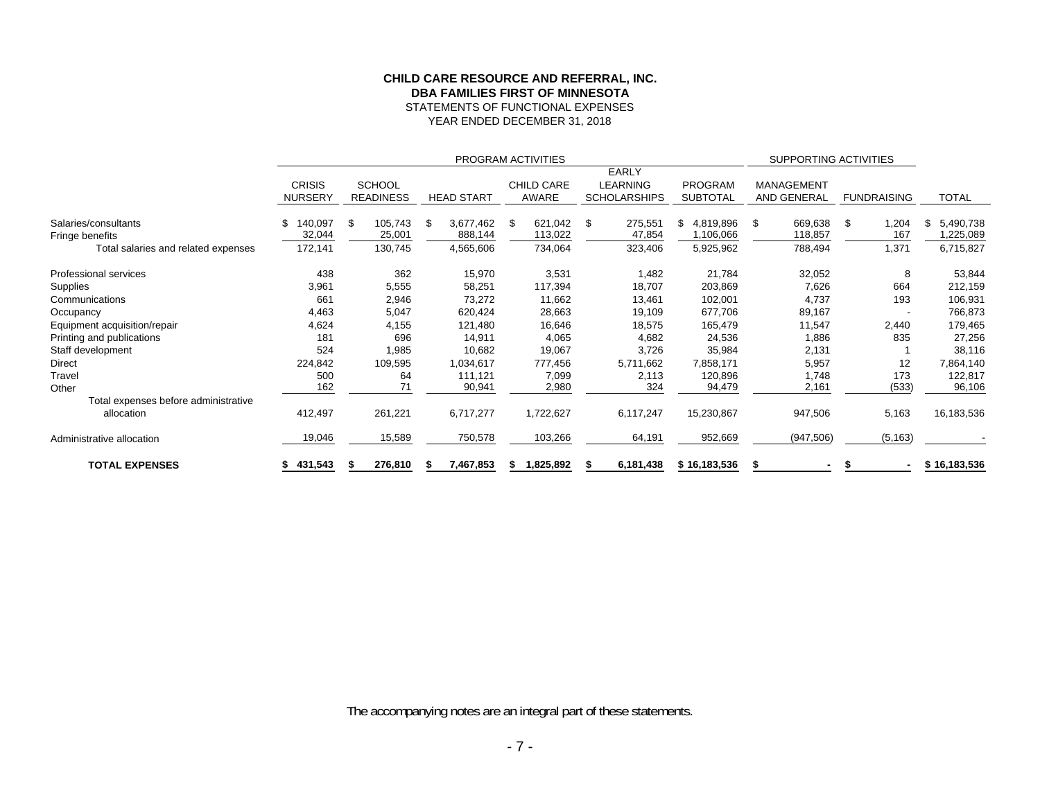**CHILD CARE RESOURCE AND REFERRAL, INC.**
**DBA FAMILIES FIRST OF MINNESOTA**
STATEMENTS OF FUNCTIONAL EXPENSES
YEAR ENDED DECEMBER 31, 2018

| | PROGRAM ACTIVITIES | | | | | | SUPPORTING ACTIVITIES | | |
|---|---|---|---|---|---|---|---|---|---|
| | CRISIS NURSERY | SCHOOL READINESS | HEAD START | CHILD CARE AWARE | EARLY LEARNING SCHOLARSHIPS | PROGRAM SUBTOTAL | MANAGEMENT AND GENERAL | FUNDRAISING | TOTAL |
| Salaries/consultants | $ 140,097 | $ 105,743 | $ 3,677,462 | $ 621,042 | $ 275,551 | $ 4,819,896 | $ 669,638 | $ 1,204 | $ 5,490,738 |
| Fringe benefits | 32,044 | 25,001 | 888,144 | 113,022 | 47,854 | 1,106,066 | 118,857 | 167 | 1,225,089 |
| Total salaries and related expenses | 172,141 | 130,745 | 4,565,606 | 734,064 | 323,406 | 5,925,962 | 788,494 | 1,371 | 6,715,827 |
| Professional services | 438 | 362 | 15,970 | 3,531 | 1,482 | 21,784 | 32,052 | 8 | 53,844 |
| Supplies | 3,961 | 5,555 | 58,251 | 117,394 | 18,707 | 203,869 | 7,626 | 664 | 212,159 |
| Communications | 661 | 2,946 | 73,272 | 11,662 | 13,461 | 102,001 | 4,737 | 193 | 106,931 |
| Occupancy | 4,463 | 5,047 | 620,424 | 28,663 | 19,109 | 677,706 | 89,167 | - | 766,873 |
| Equipment acquisition/repair | 4,624 | 4,155 | 121,480 | 16,646 | 18,575 | 165,479 | 11,547 | 2,440 | 179,465 |
| Printing and publications | 181 | 696 | 14,911 | 4,065 | 4,682 | 24,536 | 1,886 | 835 | 27,256 |
| Staff development | 524 | 1,985 | 10,682 | 19,067 | 3,726 | 35,984 | 2,131 | 1 | 38,116 |
| Direct | 224,842 | 109,595 | 1,034,617 | 777,456 | 5,711,662 | 7,858,171 | 5,957 | 12 | 7,864,140 |
| Travel | 500 | 64 | 111,121 | 7,099 | 2,113 | 120,896 | 1,748 | 173 | 122,817 |
| Other | 162 | 71 | 90,941 | 2,980 | 324 | 94,479 | 2,161 | (533) | 96,106 |
| Total expenses before administrative allocation | 412,497 | 261,221 | 6,717,277 | 1,722,627 | 6,117,247 | 15,230,867 | 947,506 | 5,163 | 16,183,536 |
| Administrative allocation | 19,046 | 15,589 | 750,578 | 103,266 | 64,191 | 952,669 | (947,506) | (5,163) | - |
| **TOTAL EXPENSES** | **$ 431,543** | **$ 276,810** | **$ 7,467,853** | **$ 1,825,892** | **$ 6,181,438** | **$ 16,183,536** | **$ -** | **$ -** | **$ 16,183,536** |

The accompanying notes are an integral part of these statements.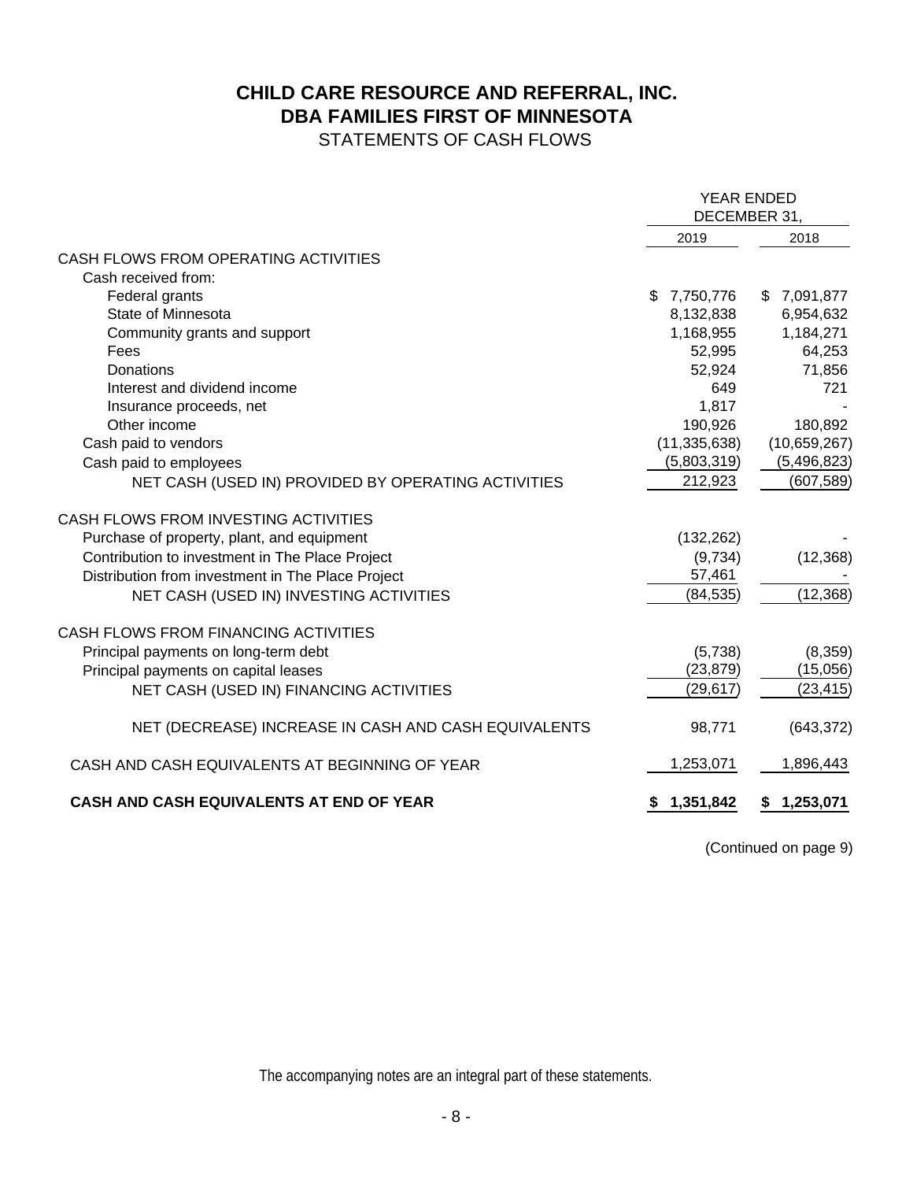# CHILD CARE RESOURCE AND REFERRAL, INC.
# DBA FAMILIES FIRST OF MINNESOTA

STATEMENTS OF CASH FLOWS

| | YEAR ENDED DECEMBER 31, | |
|---|---|---|
| | 2019 | 2018 |
| CASH FLOWS FROM OPERATING ACTIVITIES | | |
| Cash received from: | | |
| Federal grants | $ 7,750,776 | $ 7,091,877 |
| State of Minnesota | 8,132,838 | 6,954,632 |
| Community grants and support | 1,168,955 | 1,184,271 |
| Fees | 52,995 | 64,253 |
| Donations | 52,924 | 71,856 |
| Interest and dividend income | 649 | 721 |
| Insurance proceeds, net | 1,817 | - |
| Other income | 190,926 | 180,892 |
| Cash paid to vendors | (11,335,638) | (10,659,267) |
| Cash paid to employees | (5,803,319) | (5,496,823) |
| NET CASH (USED IN) PROVIDED BY OPERATING ACTIVITIES | 212,923 | (607,589) |
| CASH FLOWS FROM INVESTING ACTIVITIES | | |
| Purchase of property, plant, and equipment | (132,262) | - |
| Contribution to investment in The Place Project | (9,734) | (12,368) |
| Distribution from investment in The Place Project | 57,461 | - |
| NET CASH (USED IN) INVESTING ACTIVITIES | (84,535) | (12,368) |
| CASH FLOWS FROM FINANCING ACTIVITIES | | |
| Principal payments on long-term debt | (5,738) | (8,359) |
| Principal payments on capital leases | (23,879) | (15,056) |
| NET CASH (USED IN) FINANCING ACTIVITIES | (29,617) | (23,415) |
| NET (DECREASE) INCREASE IN CASH AND CASH EQUIVALENTS | 98,771 | (643,372) |
| CASH AND CASH EQUIVALENTS AT BEGINNING OF YEAR | 1,253,071 | 1,896,443 |
| **CASH AND CASH EQUIVALENTS AT END OF YEAR** | **$ 1,351,842** | **$ 1,253,071** |

(Continued on page 9)

The accompanying notes are an integral part of these statements.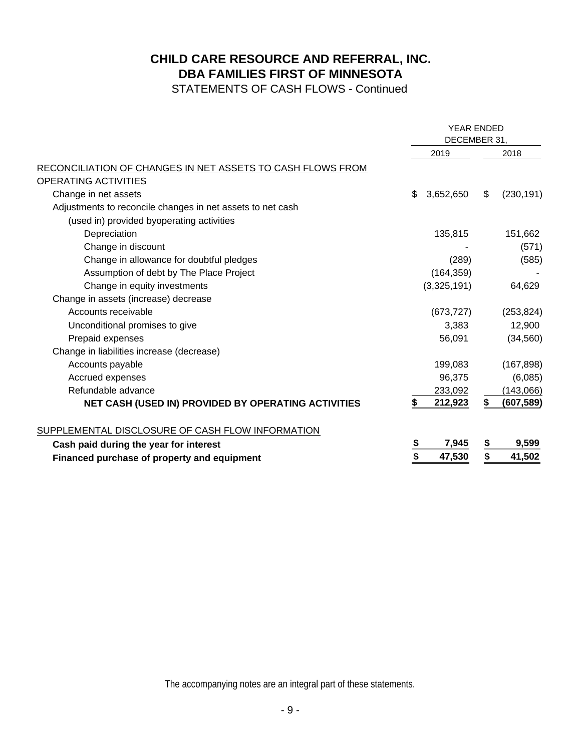# CHILD CARE RESOURCE AND REFERRAL, INC.
# DBA FAMILIES FIRST OF MINNESOTA

STATEMENTS OF CASH FLOWS - Continued

| | YEAR ENDED DECEMBER 31, | |
|---|---|---|
| | 2019 | 2018 |
| RECONCILIATION OF CHANGES IN NET ASSETS TO CASH FLOWS FROM OPERATING ACTIVITIES | | |
| Change in net assets | $ 3,652,650 | $ (230,191) |
| Adjustments to reconcile changes in net assets to net cash (used in) provided byoperating activities | | |
| Depreciation | 135,815 | 151,662 |
| Change in discount | - | (571) |
| Change in allowance for doubtful pledges | (289) | (585) |
| Assumption of debt by The Place Project | (164,359) | - |
| Change in equity investments | (3,325,191) | 64,629 |
| Change in assets (increase) decrease | | |
| Accounts receivable | (673,727) | (253,824) |
| Unconditional promises to give | 3,383 | 12,900 |
| Prepaid expenses | 56,091 | (34,560) |
| Change in liabilities increase (decrease) | | |
| Accounts payable | 199,083 | (167,898) |
| Accrued expenses | 96,375 | (6,085) |
| Refundable advance | 233,092 | (143,066) |
| **NET CASH (USED IN) PROVIDED BY OPERATING ACTIVITIES** | **$ 212,923** | **$ (607,589)** |
| SUPPLEMENTAL DISCLOSURE OF CASH FLOW INFORMATION | | |
| **Cash paid during the year for interest** | **$ 7,945** | **$ 9,599** |
| **Financed purchase of property and equipment** | **$ 47,530** | **$ 41,502** |

The accompanying notes are an integral part of these statements.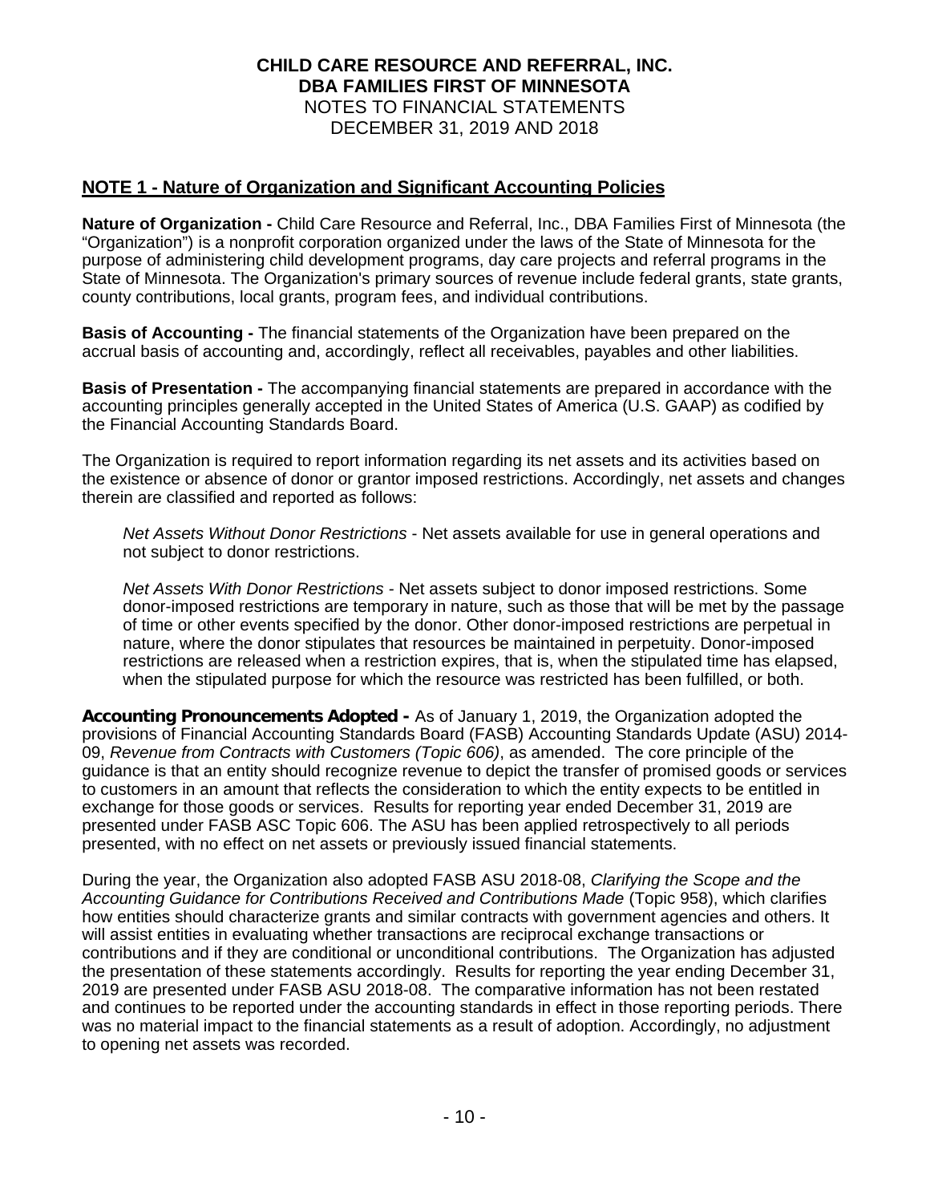# CHILD CARE RESOURCE AND REFERRAL, INC.
# DBA FAMILIES FIRST OF MINNESOTA

NOTES TO FINANCIAL STATEMENTS
DECEMBER 31, 2019 AND 2018

## NOTE 1 - Nature of Organization and Significant Accounting Policies

**Nature of Organization -** Child Care Resource and Referral, Inc., DBA Families First of Minnesota (the "Organization") is a nonprofit corporation organized under the laws of the State of Minnesota for the purpose of administering child development programs, day care projects and referral programs in the State of Minnesota. The Organization's primary sources of revenue include federal grants, state grants, county contributions, local grants, program fees, and individual contributions.

**Basis of Accounting -** The financial statements of the Organization have been prepared on the accrual basis of accounting and, accordingly, reflect all receivables, payables and other liabilities.

**Basis of Presentation -** The accompanying financial statements are prepared in accordance with the accounting principles generally accepted in the United States of America (U.S. GAAP) as codified by the Financial Accounting Standards Board.

The Organization is required to report information regarding its net assets and its activities based on the existence or absence of donor or grantor imposed restrictions. Accordingly, net assets and changes therein are classified and reported as follows:

*Net Assets Without Donor Restrictions* - Net assets available for use in general operations and not subject to donor restrictions.

*Net Assets With Donor Restrictions* - Net assets subject to donor imposed restrictions. Some donor-imposed restrictions are temporary in nature, such as those that will be met by the passage of time or other events specified by the donor. Other donor-imposed restrictions are perpetual in nature, where the donor stipulates that resources be maintained in perpetuity. Donor-imposed restrictions are released when a restriction expires, that is, when the stipulated time has elapsed, when the stipulated purpose for which the resource was restricted has been fulfilled, or both.

**Accounting Pronouncements Adopted -** As of January 1, 2019, the Organization adopted the provisions of Financial Accounting Standards Board (FASB) Accounting Standards Update (ASU) 2014-09, *Revenue from Contracts with Customers (Topic 606)*, as amended. The core principle of the guidance is that an entity should recognize revenue to depict the transfer of promised goods or services to customers in an amount that reflects the consideration to which the entity expects to be entitled in exchange for those goods or services. Results for reporting year ended December 31, 2019 are presented under FASB ASC Topic 606. The ASU has been applied retrospectively to all periods presented, with no effect on net assets or previously issued financial statements.

During the year, the Organization also adopted FASB ASU 2018-08, *Clarifying the Scope and the Accounting Guidance for Contributions Received and Contributions Made* (Topic 958), which clarifies how entities should characterize grants and similar contracts with government agencies and others. It will assist entities in evaluating whether transactions are reciprocal exchange transactions or contributions and if they are conditional or unconditional contributions. The Organization has adjusted the presentation of these statements accordingly. Results for reporting the year ending December 31, 2019 are presented under FASB ASU 2018-08. The comparative information has not been restated and continues to be reported under the accounting standards in effect in those reporting periods. There was no material impact to the financial statements as a result of adoption. Accordingly, no adjustment to opening net assets was recorded.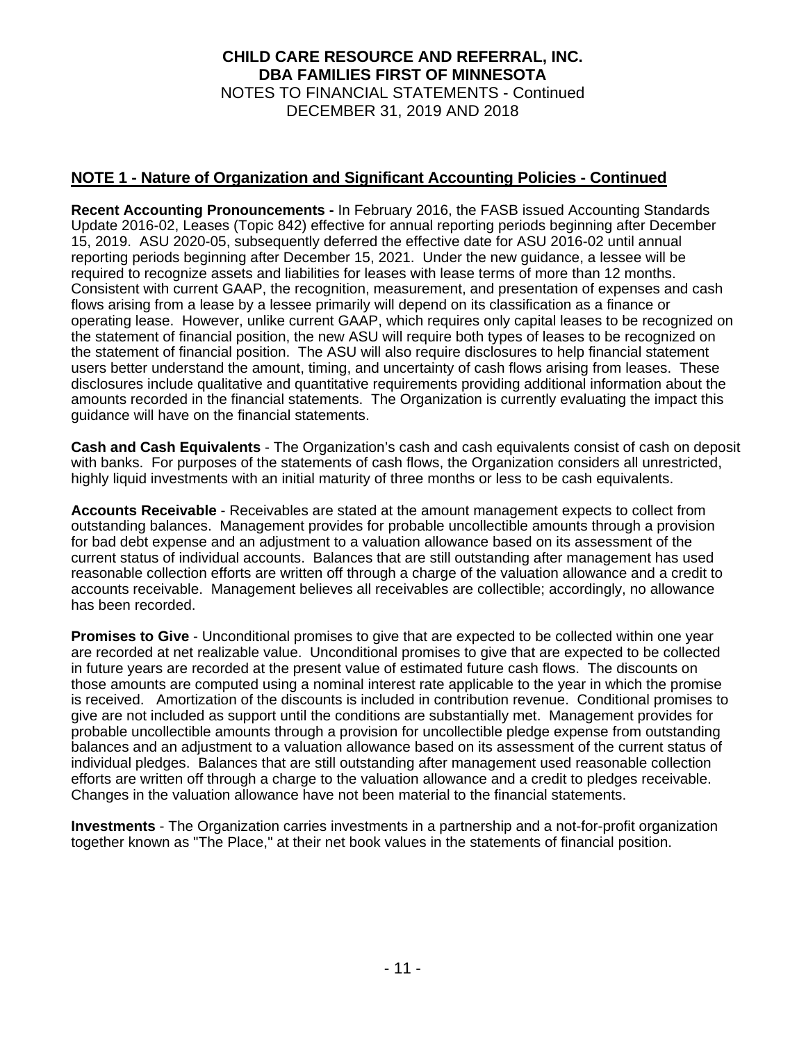**CHILD CARE RESOURCE AND REFERRAL, INC.**
**DBA FAMILIES FIRST OF MINNESOTA**
NOTES TO FINANCIAL STATEMENTS - Continued
DECEMBER 31, 2019 AND 2018

## NOTE 1 - Nature of Organization and Significant Accounting Policies - Continued

**Recent Accounting Pronouncements -** In February 2016, the FASB issued Accounting Standards Update 2016-02, Leases (Topic 842) effective for annual reporting periods beginning after December 15, 2019. ASU 2020-05, subsequently deferred the effective date for ASU 2016-02 until annual reporting periods beginning after December 15, 2021. Under the new guidance, a lessee will be required to recognize assets and liabilities for leases with lease terms of more than 12 months. Consistent with current GAAP, the recognition, measurement, and presentation of expenses and cash flows arising from a lease by a lessee primarily will depend on its classification as a finance or operating lease. However, unlike current GAAP, which requires only capital leases to be recognized on the statement of financial position, the new ASU will require both types of leases to be recognized on the statement of financial position. The ASU will also require disclosures to help financial statement users better understand the amount, timing, and uncertainty of cash flows arising from leases. These disclosures include qualitative and quantitative requirements providing additional information about the amounts recorded in the financial statements. The Organization is currently evaluating the impact this guidance will have on the financial statements.

**Cash and Cash Equivalents** - The Organization's cash and cash equivalents consist of cash on deposit with banks. For purposes of the statements of cash flows, the Organization considers all unrestricted, highly liquid investments with an initial maturity of three months or less to be cash equivalents.

**Accounts Receivable** - Receivables are stated at the amount management expects to collect from outstanding balances. Management provides for probable uncollectible amounts through a provision for bad debt expense and an adjustment to a valuation allowance based on its assessment of the current status of individual accounts. Balances that are still outstanding after management has used reasonable collection efforts are written off through a charge of the valuation allowance and a credit to accounts receivable. Management believes all receivables are collectible; accordingly, no allowance has been recorded.

**Promises to Give** - Unconditional promises to give that are expected to be collected within one year are recorded at net realizable value. Unconditional promises to give that are expected to be collected in future years are recorded at the present value of estimated future cash flows. The discounts on those amounts are computed using a nominal interest rate applicable to the year in which the promise is received. Amortization of the discounts is included in contribution revenue. Conditional promises to give are not included as support until the conditions are substantially met. Management provides for probable uncollectible amounts through a provision for uncollectible pledge expense from outstanding balances and an adjustment to a valuation allowance based on its assessment of the current status of individual pledges. Balances that are still outstanding after management used reasonable collection efforts are written off through a charge to the valuation allowance and a credit to pledges receivable. Changes in the valuation allowance have not been material to the financial statements.

**Investments** - The Organization carries investments in a partnership and a not-for-profit organization together known as "The Place," at their net book values in the statements of financial position.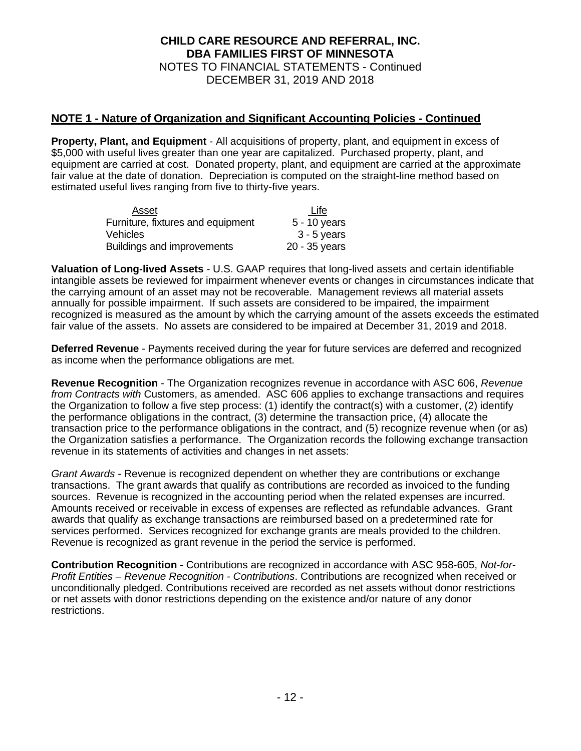**CHILD CARE RESOURCE AND REFERRAL, INC.**
**DBA FAMILIES FIRST OF MINNESOTA**
NOTES TO FINANCIAL STATEMENTS - Continued
DECEMBER 31, 2019 AND 2018

## NOTE 1 - Nature of Organization and Significant Accounting Policies - Continued

**Property, Plant, and Equipment** - All acquisitions of property, plant, and equipment in excess of $5,000 with useful lives greater than one year are capitalized. Purchased property, plant, and equipment are carried at cost. Donated property, plant, and equipment are carried at the approximate fair value at the date of donation. Depreciation is computed on the straight-line method based on estimated useful lives ranging from five to thirty-five years.

| Asset | Life |
| --- | --- |
| Furniture, fixtures and equipment | 5 - 10 years |
| Vehicles | 3 - 5 years |
| Buildings and improvements | 20 - 35 years |

**Valuation of Long-lived Assets** - U.S. GAAP requires that long-lived assets and certain identifiable intangible assets be reviewed for impairment whenever events or changes in circumstances indicate that the carrying amount of an asset may not be recoverable. Management reviews all material assets annually for possible impairment. If such assets are considered to be impaired, the impairment recognized is measured as the amount by which the carrying amount of the assets exceeds the estimated fair value of the assets. No assets are considered to be impaired at December 31, 2019 and 2018.

**Deferred Revenue** - Payments received during the year for future services are deferred and recognized as income when the performance obligations are met.

**Revenue Recognition** - The Organization recognizes revenue in accordance with ASC 606, *Revenue from Contracts with* Customers, as amended. ASC 606 applies to exchange transactions and requires the Organization to follow a five step process: (1) identify the contract(s) with a customer, (2) identify the performance obligations in the contract, (3) determine the transaction price, (4) allocate the transaction price to the performance obligations in the contract, and (5) recognize revenue when (or as) the Organization satisfies a performance. The Organization records the following exchange transaction revenue in its statements of activities and changes in net assets:

*Grant Awards* - Revenue is recognized dependent on whether they are contributions or exchange transactions. The grant awards that qualify as contributions are recorded as invoiced to the funding sources. Revenue is recognized in the accounting period when the related expenses are incurred. Amounts received or receivable in excess of expenses are reflected as refundable advances. Grant awards that qualify as exchange transactions are reimbursed based on a predetermined rate for services performed. Services recognized for exchange grants are meals provided to the children. Revenue is recognized as grant revenue in the period the service is performed.

**Contribution Recognition** - Contributions are recognized in accordance with ASC 958-605, *Not-for-Profit Entities – Revenue Recognition - Contributions*. Contributions are recognized when received or unconditionally pledged. Contributions received are recorded as net assets without donor restrictions or net assets with donor restrictions depending on the existence and/or nature of any donor restrictions.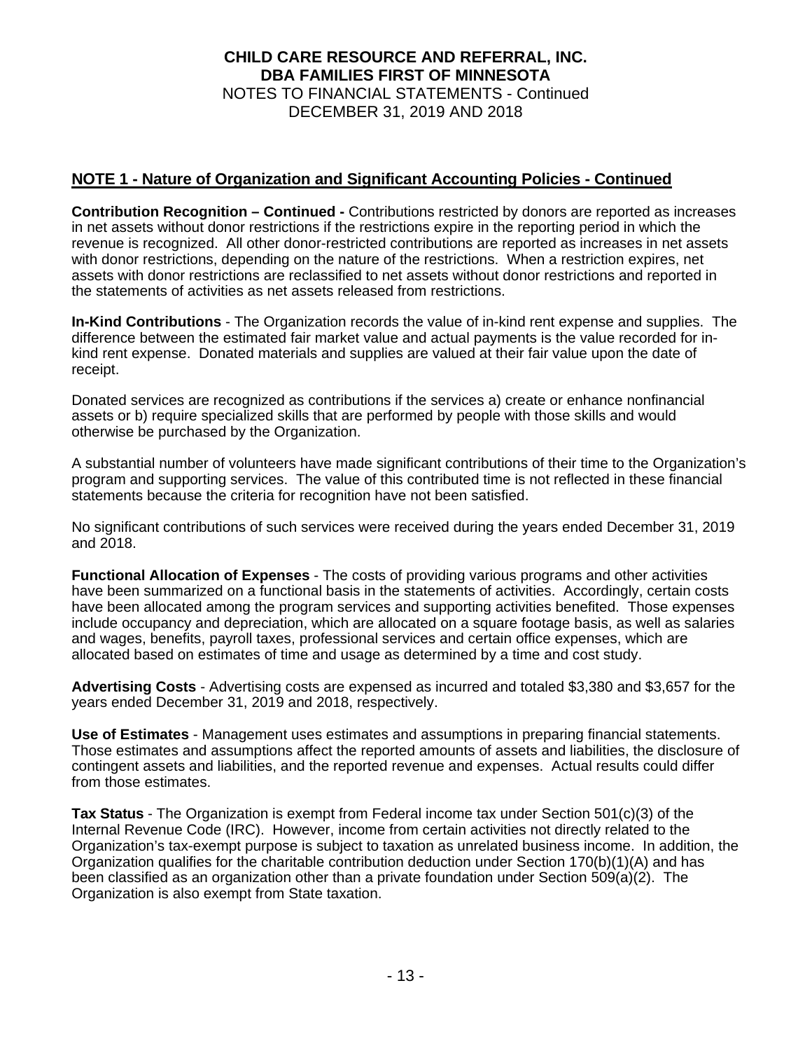## NOTE 1 - Nature of Organization and Significant Accounting Policies - Continued

**Contribution Recognition – Continued -** Contributions restricted by donors are reported as increases in net assets without donor restrictions if the restrictions expire in the reporting period in which the revenue is recognized. All other donor-restricted contributions are reported as increases in net assets with donor restrictions, depending on the nature of the restrictions. When a restriction expires, net assets with donor restrictions are reclassified to net assets without donor restrictions and reported in the statements of activities as net assets released from restrictions.

**In-Kind Contributions** - The Organization records the value of in-kind rent expense and supplies. The difference between the estimated fair market value and actual payments is the value recorded for in-kind rent expense. Donated materials and supplies are valued at their fair value upon the date of receipt.

Donated services are recognized as contributions if the services a) create or enhance nonfinancial assets or b) require specialized skills that are performed by people with those skills and would otherwise be purchased by the Organization.

A substantial number of volunteers have made significant contributions of their time to the Organization's program and supporting services. The value of this contributed time is not reflected in these financial statements because the criteria for recognition have not been satisfied.

No significant contributions of such services were received during the years ended December 31, 2019 and 2018.

**Functional Allocation of Expenses** - The costs of providing various programs and other activities have been summarized on a functional basis in the statements of activities. Accordingly, certain costs have been allocated among the program services and supporting activities benefited. Those expenses include occupancy and depreciation, which are allocated on a square footage basis, as well as salaries and wages, benefits, payroll taxes, professional services and certain office expenses, which are allocated based on estimates of time and usage as determined by a time and cost study.

**Advertising Costs** - Advertising costs are expensed as incurred and totaled $3,380 and $3,657 for the years ended December 31, 2019 and 2018, respectively.

**Use of Estimates** - Management uses estimates and assumptions in preparing financial statements. Those estimates and assumptions affect the reported amounts of assets and liabilities, the disclosure of contingent assets and liabilities, and the reported revenue and expenses. Actual results could differ from those estimates.

**Tax Status** - The Organization is exempt from Federal income tax under Section 501(c)(3) of the Internal Revenue Code (IRC). However, income from certain activities not directly related to the Organization's tax-exempt purpose is subject to taxation as unrelated business income. In addition, the Organization qualifies for the charitable contribution deduction under Section 170(b)(1)(A) and has been classified as an organization other than a private foundation under Section 509(a)(2). The Organization is also exempt from State taxation.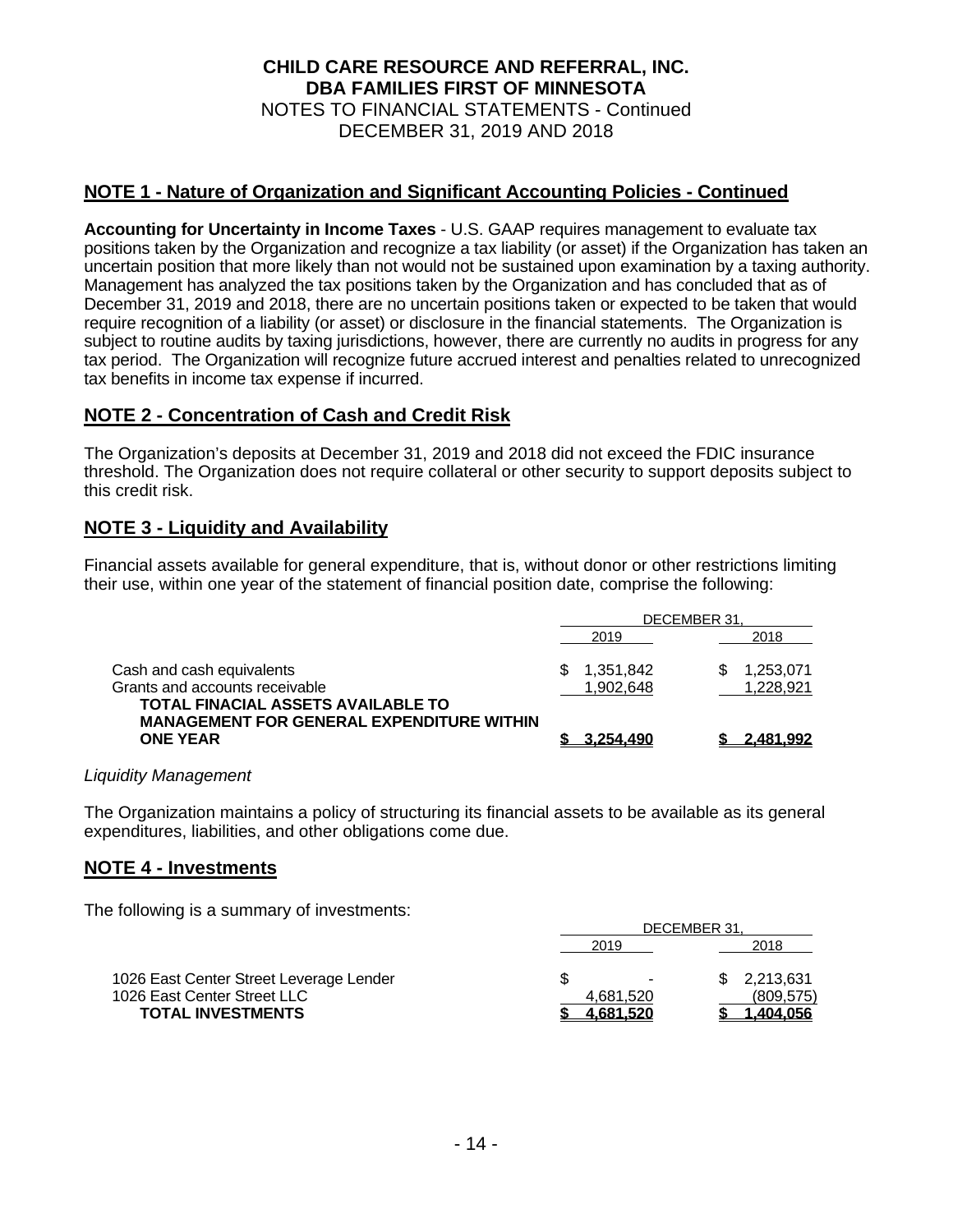# CHILD CARE RESOURCE AND REFERRAL, INC.
# DBA FAMILIES FIRST OF MINNESOTA
NOTES TO FINANCIAL STATEMENTS - Continued
DECEMBER 31, 2019 AND 2018

## NOTE 1 - Nature of Organization and Significant Accounting Policies - Continued

**Accounting for Uncertainty in Income Taxes** - U.S. GAAP requires management to evaluate tax positions taken by the Organization and recognize a tax liability (or asset) if the Organization has taken an uncertain position that more likely than not would not be sustained upon examination by a taxing authority. Management has analyzed the tax positions taken by the Organization and has concluded that as of December 31, 2019 and 2018, there are no uncertain positions taken or expected to be taken that would require recognition of a liability (or asset) or disclosure in the financial statements. The Organization is subject to routine audits by taxing jurisdictions, however, there are currently no audits in progress for any tax period. The Organization will recognize future accrued interest and penalties related to unrecognized tax benefits in income tax expense if incurred.

## NOTE 2 - Concentration of Cash and Credit Risk

The Organization's deposits at December 31, 2019 and 2018 did not exceed the FDIC insurance threshold. The Organization does not require collateral or other security to support deposits subject to this credit risk.

## NOTE 3 - Liquidity and Availability

Financial assets available for general expenditure, that is, without donor or other restrictions limiting their use, within one year of the statement of financial position date, comprise the following:

| | DECEMBER 31, | |
|---|---|---|
| | 2019 | 2018 |
| Cash and cash equivalents | $ 1,351,842 | $ 1,253,071 |
| Grants and accounts receivable | 1,902,648 | 1,228,921 |
| **TOTAL FINACIAL ASSETS AVAILABLE TO MANAGEMENT FOR GENERAL EXPENDITURE WITHIN ONE YEAR** | **$ 3,254,490** | **$ 2,481,992** |

*Liquidity Management*

The Organization maintains a policy of structuring its financial assets to be available as its general expenditures, liabilities, and other obligations come due.

## NOTE 4 - Investments

The following is a summary of investments:

| | DECEMBER 31, | |
|---|---|---|
| | 2019 | 2018 |
| 1026 East Center Street Leverage Lender | $ - | $ 2,213,631 |
| 1026 East Center Street LLC | 4,681,520 | (809,575) |
| **TOTAL INVESTMENTS** | **$ 4,681,520** | **$ 1,404,056** |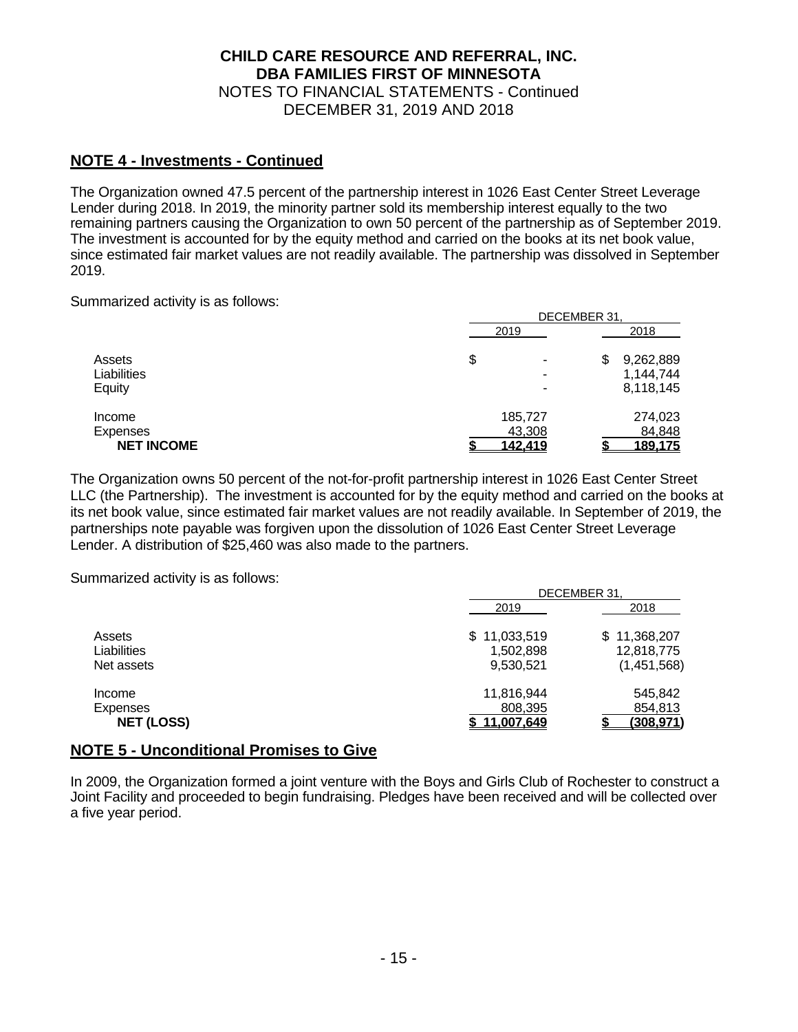## NOTE 4 - Investments - Continued

The Organization owned 47.5 percent of the partnership interest in 1026 East Center Street Leverage Lender during 2018. In 2019, the minority partner sold its membership interest equally to the two remaining partners causing the Organization to own 50 percent of the partnership as of September 2019. The investment is accounted for by the equity method and carried on the books at its net book value, since estimated fair market values are not readily available. The partnership was dissolved in September 2019.

Summarized activity is as follows:

| | DECEMBER 31, | |
|---|---|---|
| | 2019 | 2018 |
| Assets | $ - | $ 9,262,889 |
| Liabilities | - | 1,144,744 |
| Equity | - | 8,118,145 |
| Income | 185,727 | 274,023 |
| Expenses | 43,308 | 84,848 |
| **NET INCOME** | **$ 142,419** | **$ 189,175** |

The Organization owns 50 percent of the not-for-profit partnership interest in 1026 East Center Street LLC (the Partnership). The investment is accounted for by the equity method and carried on the books at its net book value, since estimated fair market values are not readily available. In September of 2019, the partnerships note payable was forgiven upon the dissolution of 1026 East Center Street Leverage Lender. A distribution of $25,460 was also made to the partners.

Summarized activity is as follows:

| | DECEMBER 31, | |
|---|---|---|
| | 2019 | 2018 |
| Assets | $ 11,033,519 | $ 11,368,207 |
| Liabilities | 1,502,898 | 12,818,775 |
| Net assets | 9,530,521 | (1,451,568) |
| Income | 11,816,944 | 545,842 |
| Expenses | 808,395 | 854,813 |
| **NET (LOSS)** | **$ 11,007,649** | **$ (308,971)** |

## NOTE 5 - Unconditional Promises to Give

In 2009, the Organization formed a joint venture with the Boys and Girls Club of Rochester to construct a Joint Facility and proceeded to begin fundraising. Pledges have been received and will be collected over a five year period.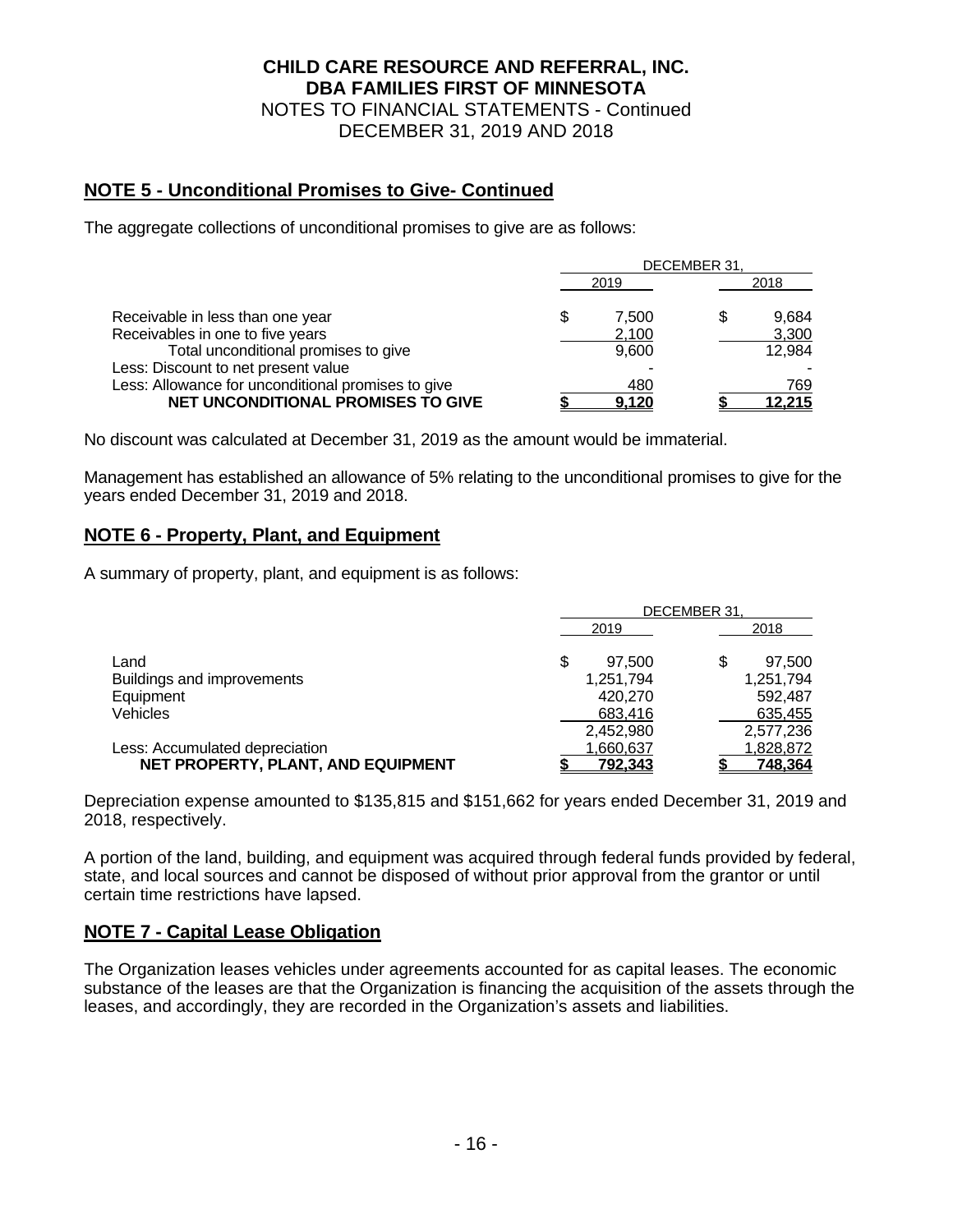## NOTE 5 - Unconditional Promises to Give- Continued

The aggregate collections of unconditional promises to give are as follows:

| | DECEMBER 31, 2019 | DECEMBER 31, 2018 |
|---|---|---|
| Receivable in less than one year | $ 7,500 | $ 9,684 |
| Receivables in one to five years | 2,100 | 3,300 |
| Total unconditional promises to give | 9,600 | 12,984 |
| Less: Discount to net present value | - | - |
| Less: Allowance for unconditional promises to give | 480 | 769 |
| **NET UNCONDITIONAL PROMISES TO GIVE** | **$ 9,120** | **$ 12,215** |

No discount was calculated at December 31, 2019 as the amount would be immaterial.

Management has established an allowance of 5% relating to the unconditional promises to give for the years ended December 31, 2019 and 2018.

## NOTE 6 - Property, Plant, and Equipment

A summary of property, plant, and equipment is as follows:

| | DECEMBER 31, 2019 | DECEMBER 31, 2018 |
|---|---|---|
| Land | $ 97,500 | $ 97,500 |
| Buildings and improvements | 1,251,794 | 1,251,794 |
| Equipment | 420,270 | 592,487 |
| Vehicles | 683,416 | 635,455 |
| | 2,452,980 | 2,577,236 |
| Less: Accumulated depreciation | 1,660,637 | 1,828,872 |
| **NET PROPERTY, PLANT, AND EQUIPMENT** | **$ 792,343** | **$ 748,364** |

Depreciation expense amounted to $135,815 and $151,662 for years ended December 31, 2019 and 2018, respectively.

A portion of the land, building, and equipment was acquired through federal funds provided by federal, state, and local sources and cannot be disposed of without prior approval from the grantor or until certain time restrictions have lapsed.

## NOTE 7 - Capital Lease Obligation

The Organization leases vehicles under agreements accounted for as capital leases. The economic substance of the leases are that the Organization is financing the acquisition of the assets through the leases, and accordingly, they are recorded in the Organization's assets and liabilities.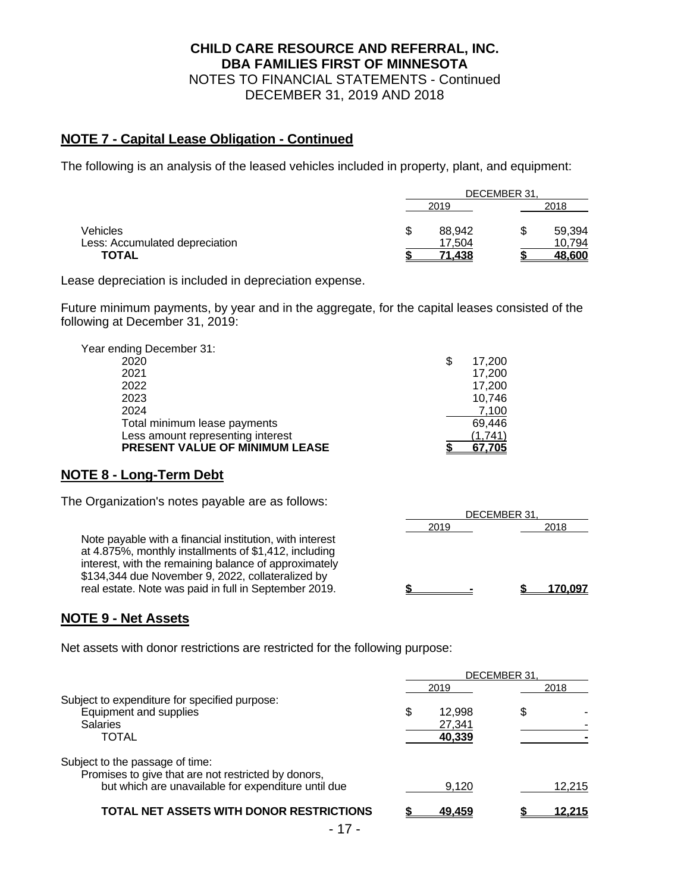**CHILD CARE RESOURCE AND REFERRAL, INC.**
**DBA FAMILIES FIRST OF MINNESOTA**
NOTES TO FINANCIAL STATEMENTS - Continued
DECEMBER 31, 2019 AND 2018

## NOTE 7 - Capital Lease Obligation - Continued

The following is an analysis of the leased vehicles included in property, plant, and equipment:

| | DECEMBER 31, | |
|---|---|---|
| | 2019 | 2018 |
| Vehicles | $ 88,942 | $ 59,394 |
| Less: Accumulated depreciation | 17,504 | 10,794 |
| **TOTAL** | **$ 71,438** | **$ 48,600** |

Lease depreciation is included in depreciation expense.

Future minimum payments, by year and in the aggregate, for the capital leases consisted of the following at December 31, 2019:

| Year ending December 31: | |
|---|---|
| 2020 | $ 17,200 |
| 2021 | 17,200 |
| 2022 | 17,200 |
| 2023 | 10,746 |
| 2024 | 7,100 |
| Total minimum lease payments | 69,446 |
| Less amount representing interest | (1,741) |
| **PRESENT VALUE OF MINIMUM LEASE** | **$ 67,705** |

## NOTE 8 - Long-Term Debt

The Organization's notes payable are as follows:

| | DECEMBER 31, | |
|---|---|---|
| | 2019 | 2018 |
| Note payable with a financial institution, with interest at 4.875%, monthly installments of $1,412, including interest, with the remaining balance of approximately $134,344 due November 9, 2022, collateralized by real estate. Note was paid in full in September 2019. | **$ -** | **$ 170,097** |

## NOTE 9 - Net Assets

Net assets with donor restrictions are restricted for the following purpose:

| | DECEMBER 31, | |
|---|---|---|
| | 2019 | 2018 |
| Subject to expenditure for specified purpose: | | |
| Equipment and supplies | $ 12,998 | $ - |
| Salaries | 27,341 | - |
| TOTAL | **40,339** | **-** |
| Subject to the passage of time: | | |
| Promises to give that are not restricted by donors, but which are unavailable for expenditure until due | 9,120 | 12,215 |
| **TOTAL NET ASSETS WITH DONOR RESTRICTIONS** | **$ 49,459** | **$ 12,215** |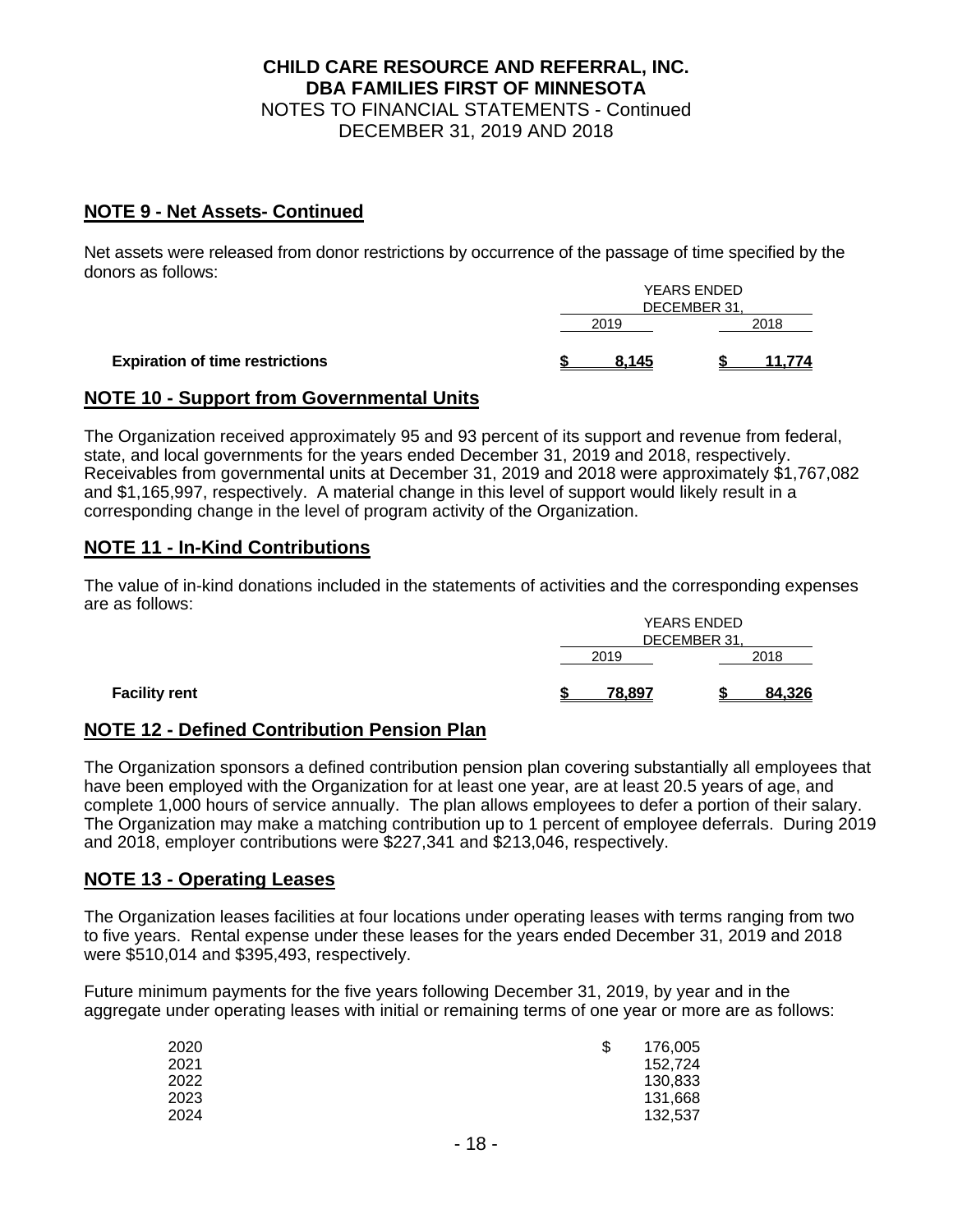# CHILD CARE RESOURCE AND REFERRAL, INC.
## DBA FAMILIES FIRST OF MINNESOTA
NOTES TO FINANCIAL STATEMENTS - Continued
DECEMBER 31, 2019 AND 2018

## NOTE 9 - Net Assets- Continued

Net assets were released from donor restrictions by occurrence of the passage of time specified by the donors as follows:

| | YEARS ENDED DECEMBER 31, | |
|---|---|---|
| | 2019 | 2018 |
| **Expiration of time restrictions** | **$ 8,145** | **$ 11,774** |

## NOTE 10 - Support from Governmental Units

The Organization received approximately 95 and 93 percent of its support and revenue from federal, state, and local governments for the years ended December 31, 2019 and 2018, respectively. Receivables from governmental units at December 31, 2019 and 2018 were approximately $1,767,082 and $1,165,997, respectively. A material change in this level of support would likely result in a corresponding change in the level of program activity of the Organization.

## NOTE 11 - In-Kind Contributions

The value of in-kind donations included in the statements of activities and the corresponding expenses are as follows:

| | YEARS ENDED DECEMBER 31, | |
|---|---|---|
| | 2019 | 2018 |
| **Facility rent** | **$ 78,897** | **$ 84,326** |

## NOTE 12 - Defined Contribution Pension Plan

The Organization sponsors a defined contribution pension plan covering substantially all employees that have been employed with the Organization for at least one year, are at least 20.5 years of age, and complete 1,000 hours of service annually. The plan allows employees to defer a portion of their salary. The Organization may make a matching contribution up to 1 percent of employee deferrals. During 2019 and 2018, employer contributions were $227,341 and $213,046, respectively.

## NOTE 13 - Operating Leases

The Organization leases facilities at four locations under operating leases with terms ranging from two to five years. Rental expense under these leases for the years ended December 31, 2019 and 2018 were $510,014 and $395,493, respectively.

Future minimum payments for the five years following December 31, 2019, by year and in the aggregate under operating leases with initial or remaining terms of one year or more are as follows:

| | |
|---|---|
| 2020 | $ 176,005 |
| 2021 | 152,724 |
| 2022 | 130,833 |
| 2023 | 131,668 |
| 2024 | 132,537 |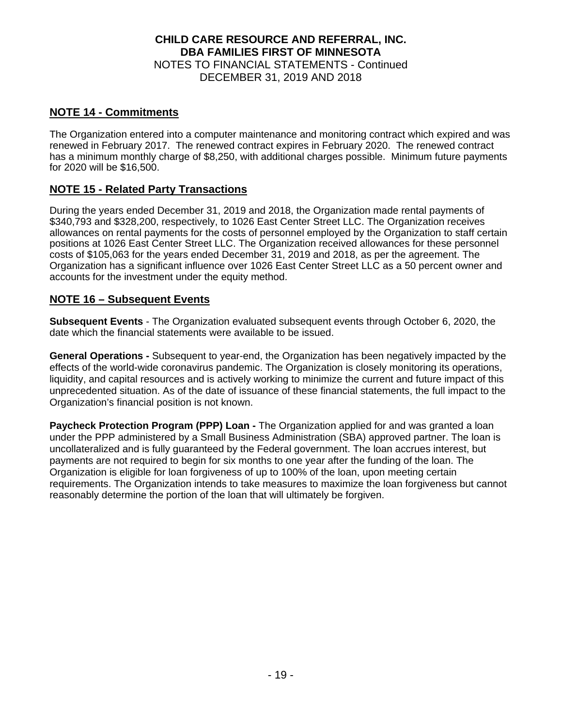**CHILD CARE RESOURCE AND REFERRAL, INC.**
**DBA FAMILIES FIRST OF MINNESOTA**
NOTES TO FINANCIAL STATEMENTS - Continued
DECEMBER 31, 2019 AND 2018

## NOTE 14 - Commitments

The Organization entered into a computer maintenance and monitoring contract which expired and was renewed in February 2017. The renewed contract expires in February 2020. The renewed contract has a minimum monthly charge of $8,250, with additional charges possible. Minimum future payments for 2020 will be $16,500.

## NOTE 15 - Related Party Transactions

During the years ended December 31, 2019 and 2018, the Organization made rental payments of $340,793 and $328,200, respectively, to 1026 East Center Street LLC. The Organization receives allowances on rental payments for the costs of personnel employed by the Organization to staff certain positions at 1026 East Center Street LLC. The Organization received allowances for these personnel costs of $105,063 for the years ended December 31, 2019 and 2018, as per the agreement. The Organization has a significant influence over 1026 East Center Street LLC as a 50 percent owner and accounts for the investment under the equity method.

## NOTE 16 – Subsequent Events

**Subsequent Events** - The Organization evaluated subsequent events through October 6, 2020, the date which the financial statements were available to be issued.

**General Operations -** Subsequent to year-end, the Organization has been negatively impacted by the effects of the world-wide coronavirus pandemic. The Organization is closely monitoring its operations, liquidity, and capital resources and is actively working to minimize the current and future impact of this unprecedented situation. As of the date of issuance of these financial statements, the full impact to the Organization's financial position is not known.

**Paycheck Protection Program (PPP) Loan -** The Organization applied for and was granted a loan under the PPP administered by a Small Business Administration (SBA) approved partner. The loan is uncollateralized and is fully guaranteed by the Federal government. The loan accrues interest, but payments are not required to begin for six months to one year after the funding of the loan. The Organization is eligible for loan forgiveness of up to 100% of the loan, upon meeting certain requirements. The Organization intends to take measures to maximize the loan forgiveness but cannot reasonably determine the portion of the loan that will ultimately be forgiven.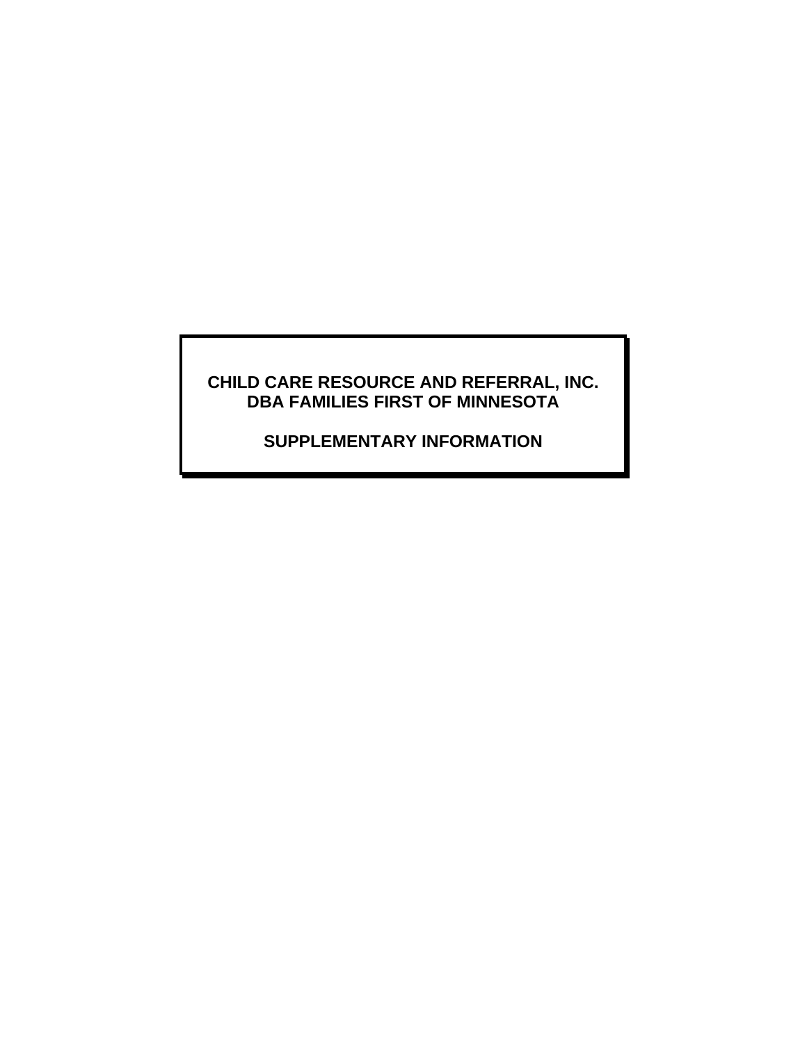# CHILD CARE RESOURCE AND REFERRAL, INC.
# DBA FAMILIES FIRST OF MINNESOTA

## SUPPLEMENTARY INFORMATION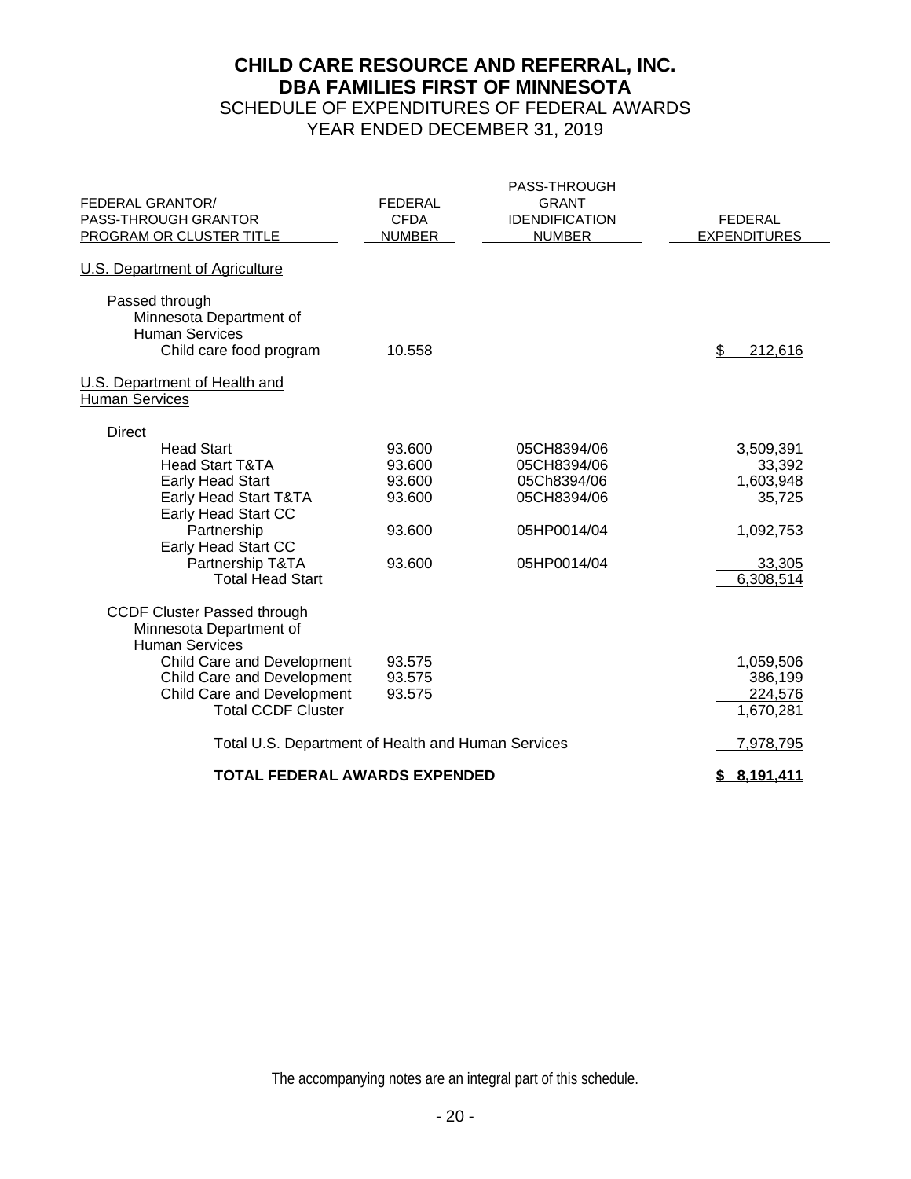# CHILD CARE RESOURCE AND REFERRAL, INC.
# DBA FAMILIES FIRST OF MINNESOTA

## SCHEDULE OF EXPENDITURES OF FEDERAL AWARDS
## YEAR ENDED DECEMBER 31, 2019

| FEDERAL GRANTOR/ PASS-THROUGH GRANTOR PROGRAM OR CLUSTER TITLE | FEDERAL CFDA NUMBER | PASS-THROUGH GRANT IDENDIFICATION NUMBER | FEDERAL EXPENDITURES |
|---|---|---|---|
| U.S. Department of Agriculture | | | |
| Passed through Minnesota Department of Human Services | | | |
| Child care food program | 10.558 | | $ 212,616 |
| U.S. Department of Health and Human Services | | | |
| Direct | | | |
| Head Start | 93.600 | 05CH8394/06 | 3,509,391 |
| Head Start T&TA | 93.600 | 05CH8394/06 | 33,392 |
| Early Head Start | 93.600 | 05Ch8394/06 | 1,603,948 |
| Early Head Start T&TA | 93.600 | 05CH8394/06 | 35,725 |
| Early Head Start CC Partnership | 93.600 | 05HP0014/04 | 1,092,753 |
| Early Head Start CC Partnership T&TA | 93.600 | 05HP0014/04 | 33,305 |
| Total Head Start | | | 6,308,514 |
| CCDF Cluster Passed through Minnesota Department of Human Services | | | |
| Child Care and Development | 93.575 | | 1,059,506 |
| Child Care and Development | 93.575 | | 386,199 |
| Child Care and Development | 93.575 | | 224,576 |
| Total CCDF Cluster | | | 1,670,281 |
| Total U.S. Department of Health and Human Services | | | 7,978,795 |
| **TOTAL FEDERAL AWARDS EXPENDED** | | | **$ 8,191,411** |

The accompanying notes are an integral part of this schedule.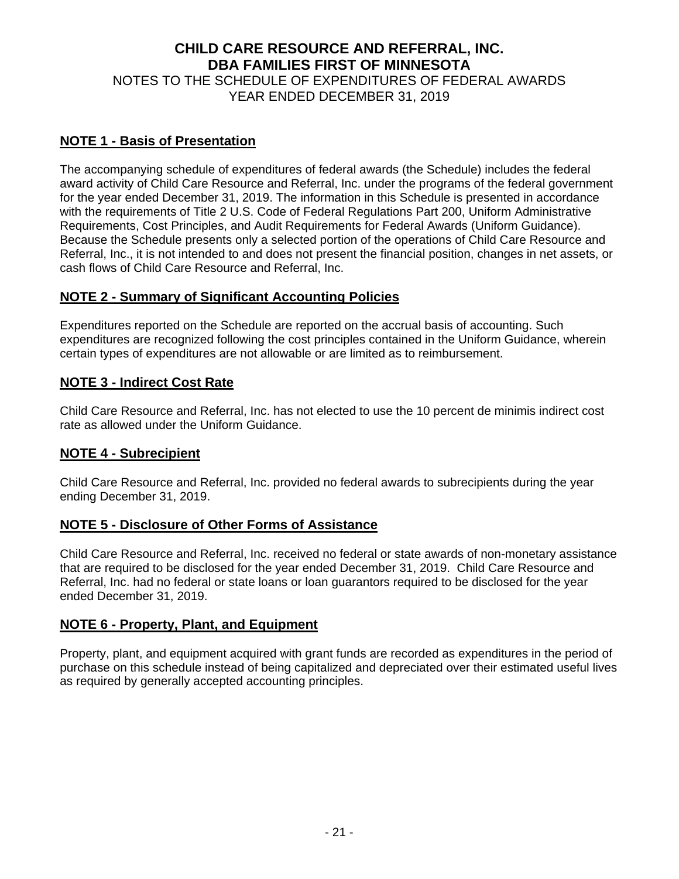# CHILD CARE RESOURCE AND REFERRAL, INC.
# DBA FAMILIES FIRST OF MINNESOTA

NOTES TO THE SCHEDULE OF EXPENDITURES OF FEDERAL AWARDS
YEAR ENDED DECEMBER 31, 2019

## NOTE 1 - Basis of Presentation

The accompanying schedule of expenditures of federal awards (the Schedule) includes the federal award activity of Child Care Resource and Referral, Inc. under the programs of the federal government for the year ended December 31, 2019. The information in this Schedule is presented in accordance with the requirements of Title 2 U.S. Code of Federal Regulations Part 200, Uniform Administrative Requirements, Cost Principles, and Audit Requirements for Federal Awards (Uniform Guidance). Because the Schedule presents only a selected portion of the operations of Child Care Resource and Referral, Inc., it is not intended to and does not present the financial position, changes in net assets, or cash flows of Child Care Resource and Referral, Inc.

## NOTE 2 - Summary of Significant Accounting Policies

Expenditures reported on the Schedule are reported on the accrual basis of accounting. Such expenditures are recognized following the cost principles contained in the Uniform Guidance, wherein certain types of expenditures are not allowable or are limited as to reimbursement.

## NOTE 3 - Indirect Cost Rate

Child Care Resource and Referral, Inc. has not elected to use the 10 percent de minimis indirect cost rate as allowed under the Uniform Guidance.

## NOTE 4 - Subrecipient

Child Care Resource and Referral, Inc. provided no federal awards to subrecipients during the year ending December 31, 2019.

## NOTE 5 - Disclosure of Other Forms of Assistance

Child Care Resource and Referral, Inc. received no federal or state awards of non-monetary assistance that are required to be disclosed for the year ended December 31, 2019. Child Care Resource and Referral, Inc. had no federal or state loans or loan guarantors required to be disclosed for the year ended December 31, 2019.

## NOTE 6 - Property, Plant, and Equipment

Property, plant, and equipment acquired with grant funds are recorded as expenditures in the period of purchase on this schedule instead of being capitalized and depreciated over their estimated useful lives as required by generally accepted accounting principles.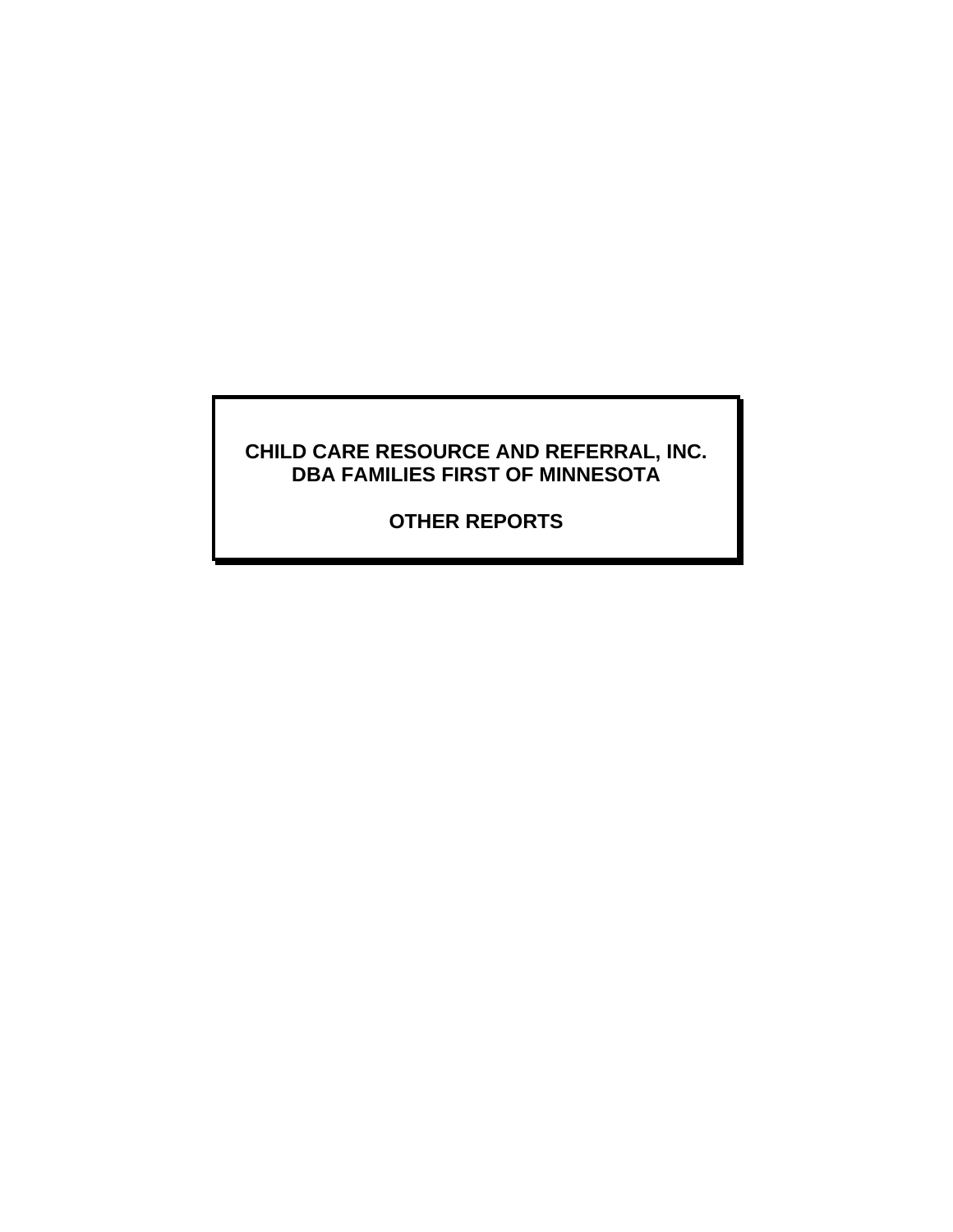**CHILD CARE RESOURCE AND REFERRAL, INC.**
**DBA FAMILIES FIRST OF MINNESOTA**

**OTHER REPORTS**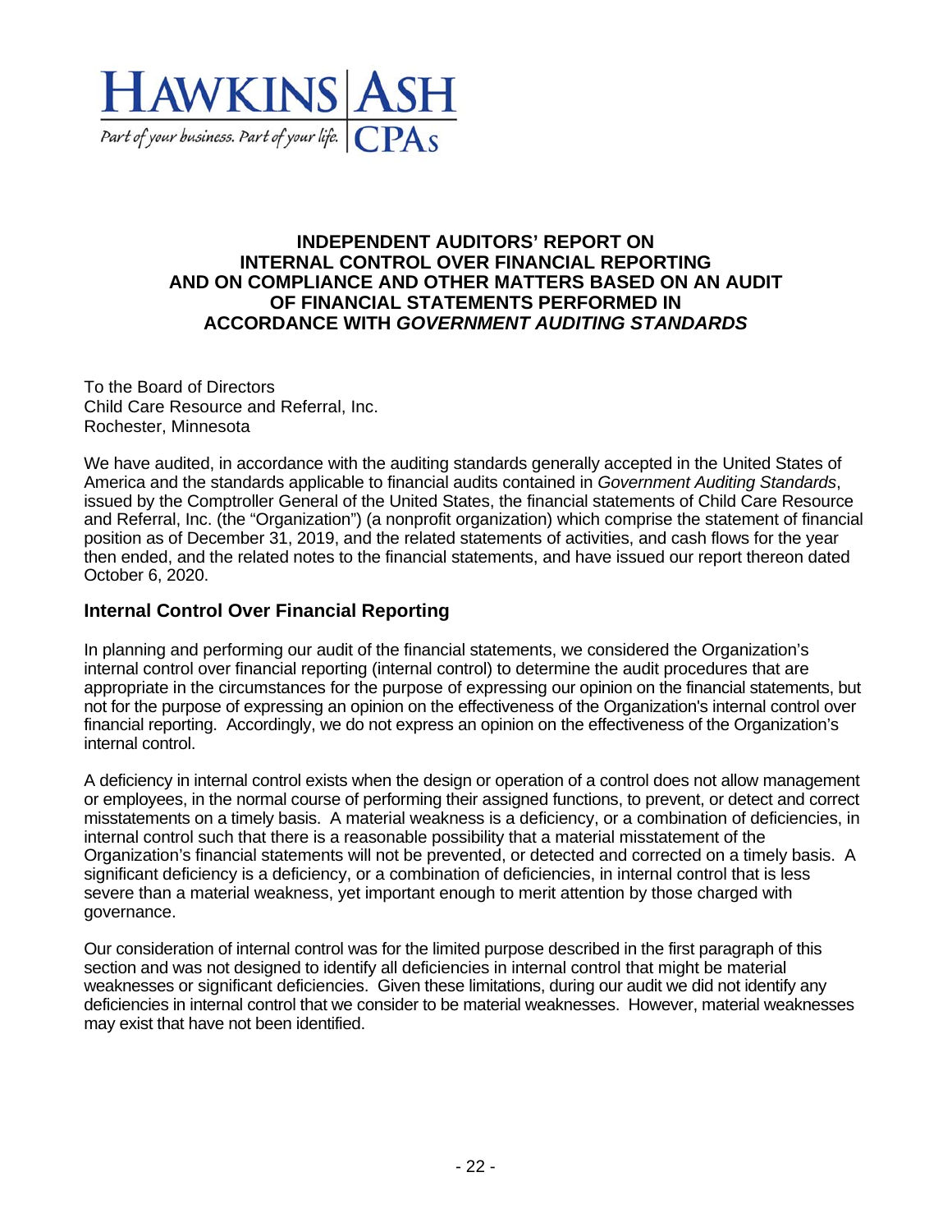HAWKINS | ASH

Part of your business. Part of your life. | CPAs

# INDEPENDENT AUDITORS' REPORT ON INTERNAL CONTROL OVER FINANCIAL REPORTING AND ON COMPLIANCE AND OTHER MATTERS BASED ON AN AUDIT OF FINANCIAL STATEMENTS PERFORMED IN ACCORDANCE WITH *GOVERNMENT AUDITING STANDARDS*

To the Board of Directors
Child Care Resource and Referral, Inc.
Rochester, Minnesota

We have audited, in accordance with the auditing standards generally accepted in the United States of America and the standards applicable to financial audits contained in *Government Auditing Standards*, issued by the Comptroller General of the United States, the financial statements of Child Care Resource and Referral, Inc. (the "Organization") (a nonprofit organization) which comprise the statement of financial position as of December 31, 2019, and the related statements of activities, and cash flows for the year then ended, and the related notes to the financial statements, and have issued our report thereon dated October 6, 2020.

## Internal Control Over Financial Reporting

In planning and performing our audit of the financial statements, we considered the Organization's internal control over financial reporting (internal control) to determine the audit procedures that are appropriate in the circumstances for the purpose of expressing our opinion on the financial statements, but not for the purpose of expressing an opinion on the effectiveness of the Organization's internal control over financial reporting. Accordingly, we do not express an opinion on the effectiveness of the Organization's internal control.

A deficiency in internal control exists when the design or operation of a control does not allow management or employees, in the normal course of performing their assigned functions, to prevent, or detect and correct misstatements on a timely basis. A material weakness is a deficiency, or a combination of deficiencies, in internal control such that there is a reasonable possibility that a material misstatement of the Organization's financial statements will not be prevented, or detected and corrected on a timely basis. A significant deficiency is a deficiency, or a combination of deficiencies, in internal control that is less severe than a material weakness, yet important enough to merit attention by those charged with governance.

Our consideration of internal control was for the limited purpose described in the first paragraph of this section and was not designed to identify all deficiencies in internal control that might be material weaknesses or significant deficiencies. Given these limitations, during our audit we did not identify any deficiencies in internal control that we consider to be material weaknesses. However, material weaknesses may exist that have not been identified.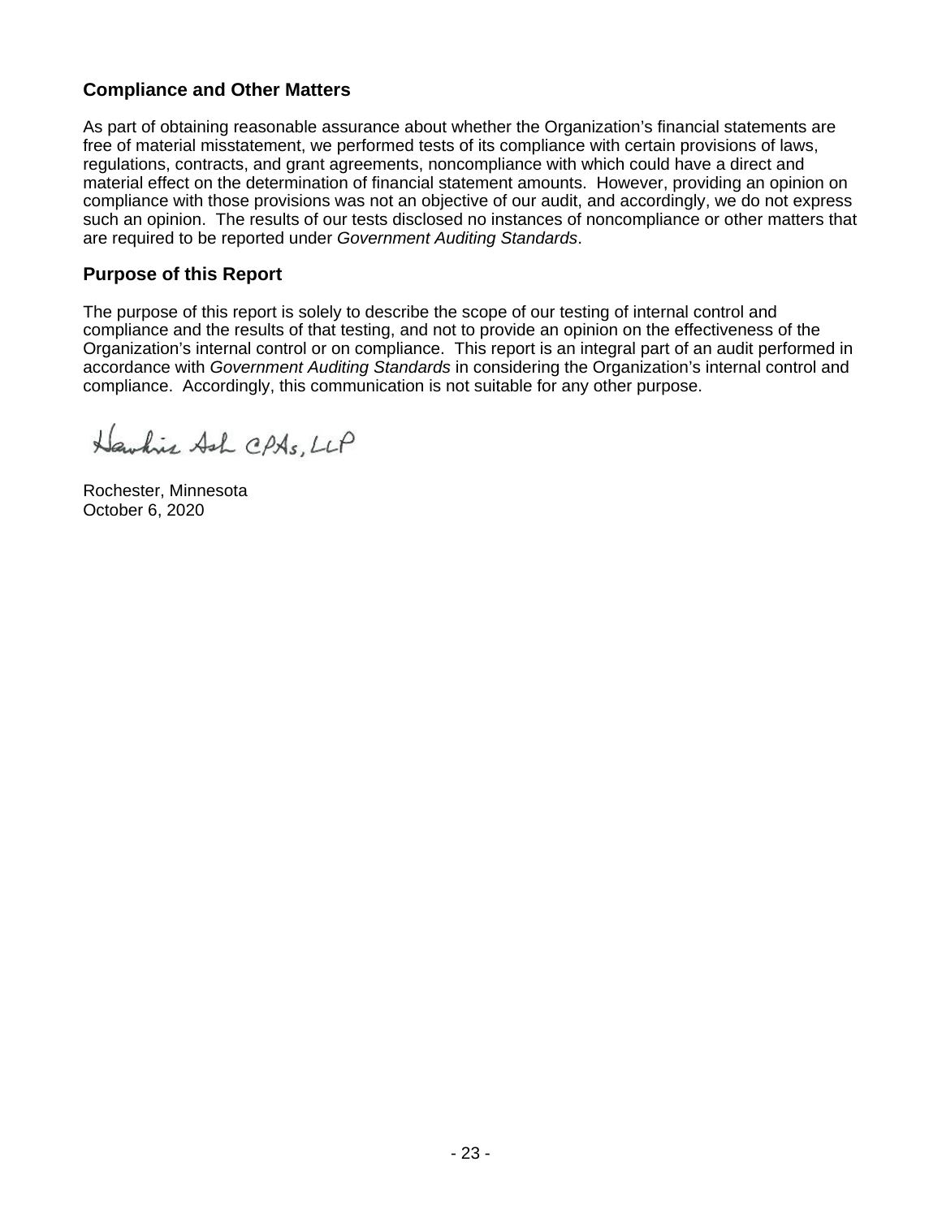## Compliance and Other Matters

As part of obtaining reasonable assurance about whether the Organization's financial statements are free of material misstatement, we performed tests of its compliance with certain provisions of laws, regulations, contracts, and grant agreements, noncompliance with which could have a direct and material effect on the determination of financial statement amounts. However, providing an opinion on compliance with those provisions was not an objective of our audit, and accordingly, we do not express such an opinion. The results of our tests disclosed no instances of noncompliance or other matters that are required to be reported under *Government Auditing Standards*.

## Purpose of this Report

The purpose of this report is solely to describe the scope of our testing of internal control and compliance and the results of that testing, and not to provide an opinion on the effectiveness of the Organization's internal control or on compliance. This report is an integral part of an audit performed in accordance with *Government Auditing Standards* in considering the Organization's internal control and compliance. Accordingly, this communication is not suitable for any other purpose.

Hawkins Ash CPAs, LLP

Rochester, Minnesota
October 6, 2020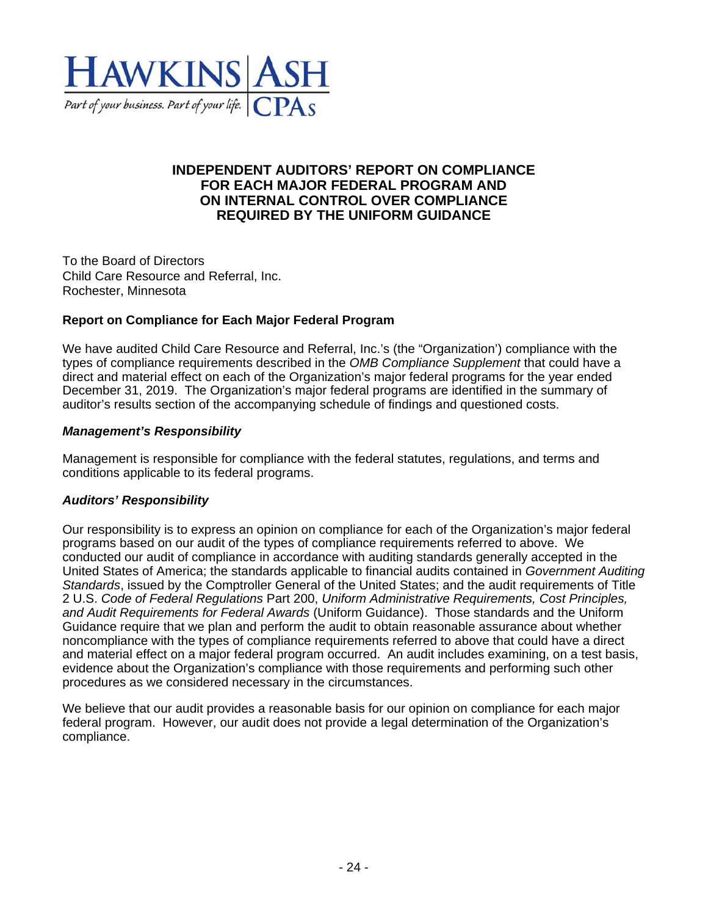HAWKINS | ASH

Part of your business. Part of your life. | CPAs

# INDEPENDENT AUDITORS' REPORT ON COMPLIANCE FOR EACH MAJOR FEDERAL PROGRAM AND ON INTERNAL CONTROL OVER COMPLIANCE REQUIRED BY THE UNIFORM GUIDANCE

To the Board of Directors
Child Care Resource and Referral, Inc.
Rochester, Minnesota

## Report on Compliance for Each Major Federal Program

We have audited Child Care Resource and Referral, Inc.'s (the "Organization') compliance with the types of compliance requirements described in the *OMB Compliance Supplement* that could have a direct and material effect on each of the Organization's major federal programs for the year ended December 31, 2019. The Organization's major federal programs are identified in the summary of auditor's results section of the accompanying schedule of findings and questioned costs.

### *Management's Responsibility*

Management is responsible for compliance with the federal statutes, regulations, and terms and conditions applicable to its federal programs.

### *Auditors' Responsibility*

Our responsibility is to express an opinion on compliance for each of the Organization's major federal programs based on our audit of the types of compliance requirements referred to above. We conducted our audit of compliance in accordance with auditing standards generally accepted in the United States of America; the standards applicable to financial audits contained in *Government Auditing Standards*, issued by the Comptroller General of the United States; and the audit requirements of Title 2 U.S. *Code of Federal Regulations* Part 200, *Uniform Administrative Requirements, Cost Principles, and Audit Requirements for Federal Awards* (Uniform Guidance). Those standards and the Uniform Guidance require that we plan and perform the audit to obtain reasonable assurance about whether noncompliance with the types of compliance requirements referred to above that could have a direct and material effect on a major federal program occurred. An audit includes examining, on a test basis, evidence about the Organization's compliance with those requirements and performing such other procedures as we considered necessary in the circumstances.

We believe that our audit provides a reasonable basis for our opinion on compliance for each major federal program. However, our audit does not provide a legal determination of the Organization's compliance.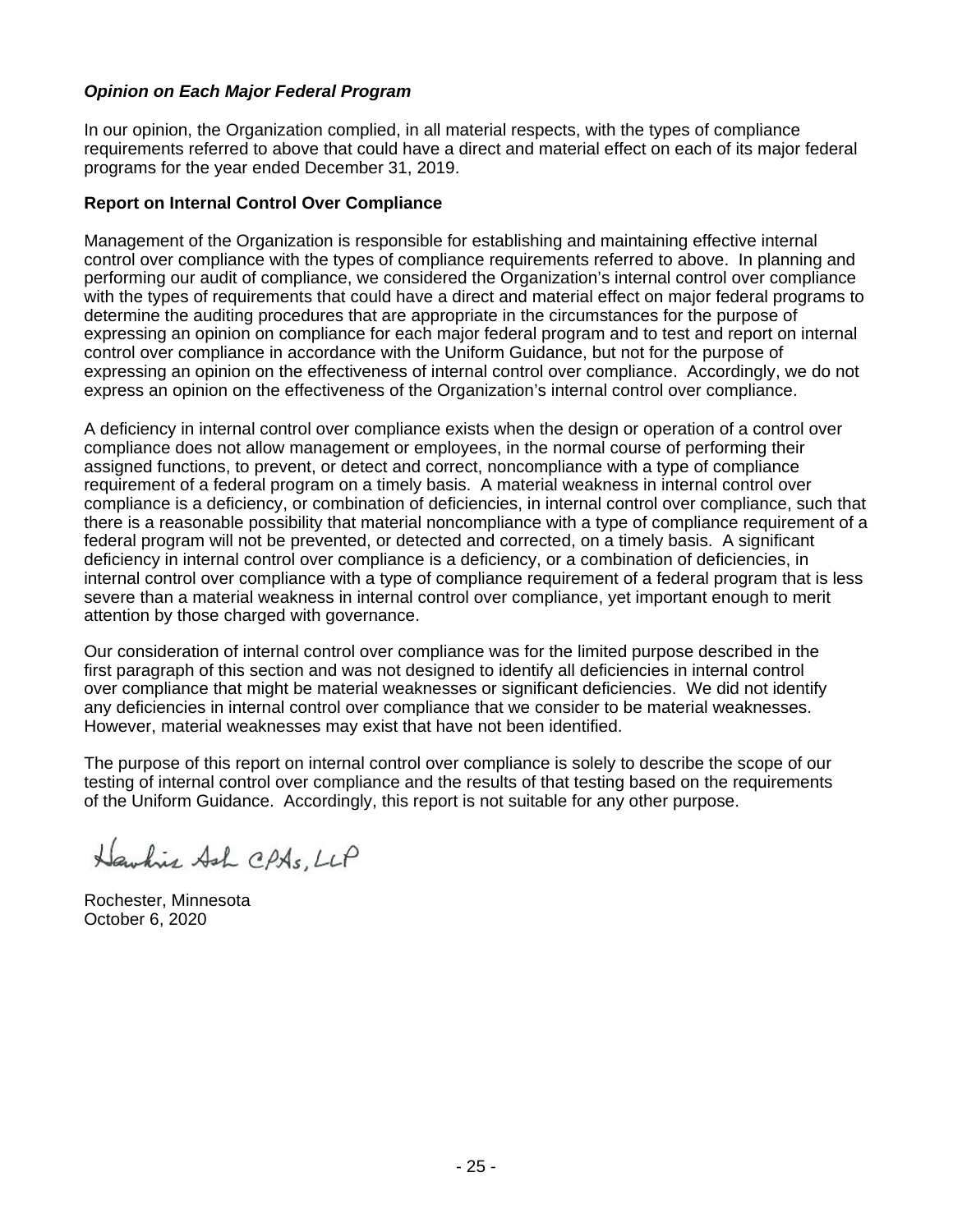***Opinion on Each Major Federal Program***

In our opinion, the Organization complied, in all material respects, with the types of compliance requirements referred to above that could have a direct and material effect on each of its major federal programs for the year ended December 31, 2019.

**Report on Internal Control Over Compliance**

Management of the Organization is responsible for establishing and maintaining effective internal control over compliance with the types of compliance requirements referred to above. In planning and performing our audit of compliance, we considered the Organization's internal control over compliance with the types of requirements that could have a direct and material effect on major federal programs to determine the auditing procedures that are appropriate in the circumstances for the purpose of expressing an opinion on compliance for each major federal program and to test and report on internal control over compliance in accordance with the Uniform Guidance, but not for the purpose of expressing an opinion on the effectiveness of internal control over compliance. Accordingly, we do not express an opinion on the effectiveness of the Organization's internal control over compliance.

A deficiency in internal control over compliance exists when the design or operation of a control over compliance does not allow management or employees, in the normal course of performing their assigned functions, to prevent, or detect and correct, noncompliance with a type of compliance requirement of a federal program on a timely basis. A material weakness in internal control over compliance is a deficiency, or combination of deficiencies, in internal control over compliance, such that there is a reasonable possibility that material noncompliance with a type of compliance requirement of a federal program will not be prevented, or detected and corrected, on a timely basis. A significant deficiency in internal control over compliance is a deficiency, or a combination of deficiencies, in internal control over compliance with a type of compliance requirement of a federal program that is less severe than a material weakness in internal control over compliance, yet important enough to merit attention by those charged with governance.

Our consideration of internal control over compliance was for the limited purpose described in the first paragraph of this section and was not designed to identify all deficiencies in internal control over compliance that might be material weaknesses or significant deficiencies. We did not identify any deficiencies in internal control over compliance that we consider to be material weaknesses. However, material weaknesses may exist that have not been identified.

The purpose of this report on internal control over compliance is solely to describe the scope of our testing of internal control over compliance and the results of that testing based on the requirements of the Uniform Guidance. Accordingly, this report is not suitable for any other purpose.

Hawkins Ash CPAs, LLP

Rochester, Minnesota
October 6, 2020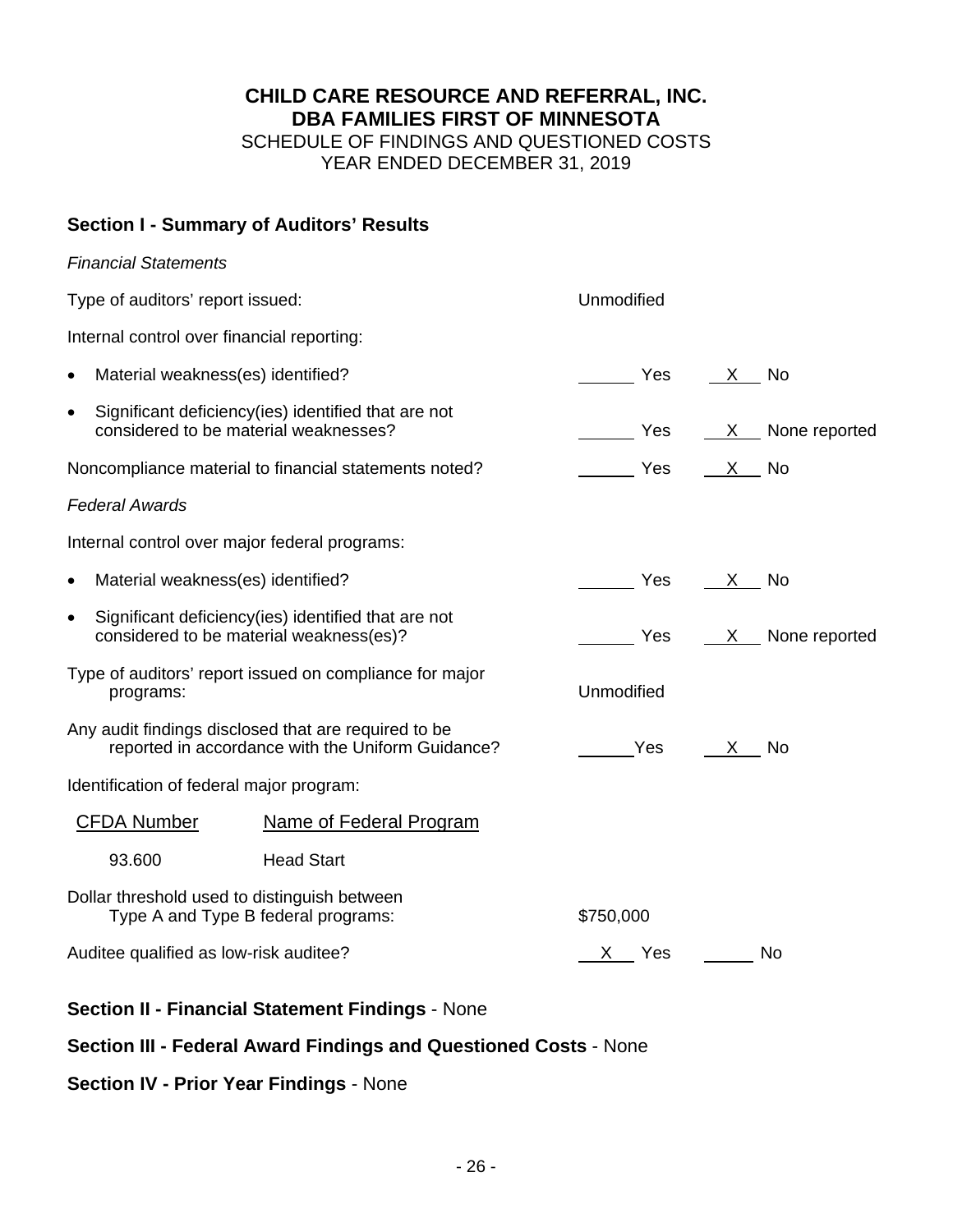# CHILD CARE RESOURCE AND REFERRAL, INC.
# DBA FAMILIES FIRST OF MINNESOTA

SCHEDULE OF FINDINGS AND QUESTIONED COSTS
YEAR ENDED DECEMBER 31, 2019

## Section I - Summary of Auditors' Results

*Financial Statements*

Type of auditors' report issued: Unmodified

Internal control over financial reporting:

- Material weakness(es) identified? ______ Yes __X__ No
- Significant deficiency(ies) identified that are not considered to be material weaknesses? ______ Yes __X__ None reported

Noncompliance material to financial statements noted? ______ Yes __X__ No

*Federal Awards*

Internal control over major federal programs:

- Material weakness(es) identified? ______ Yes __X__ No
- Significant deficiency(ies) identified that are not considered to be material weakness(es)? ______ Yes __X__ None reported

Type of auditors' report issued on compliance for major programs: Unmodified

Any audit findings disclosed that are required to be reported in accordance with the Uniform Guidance? ______ Yes __X__ No

Identification of federal major program:

| CFDA Number | Name of Federal Program |
|---|---|
| 93.600 | Head Start |

Dollar threshold used to distinguish between Type A and Type B federal programs: $750,000

Auditee qualified as low-risk auditee? __X__ Yes ______ No

**Section II - Financial Statement Findings** - None

**Section III - Federal Award Findings and Questioned Costs** - None

**Section IV - Prior Year Findings** - None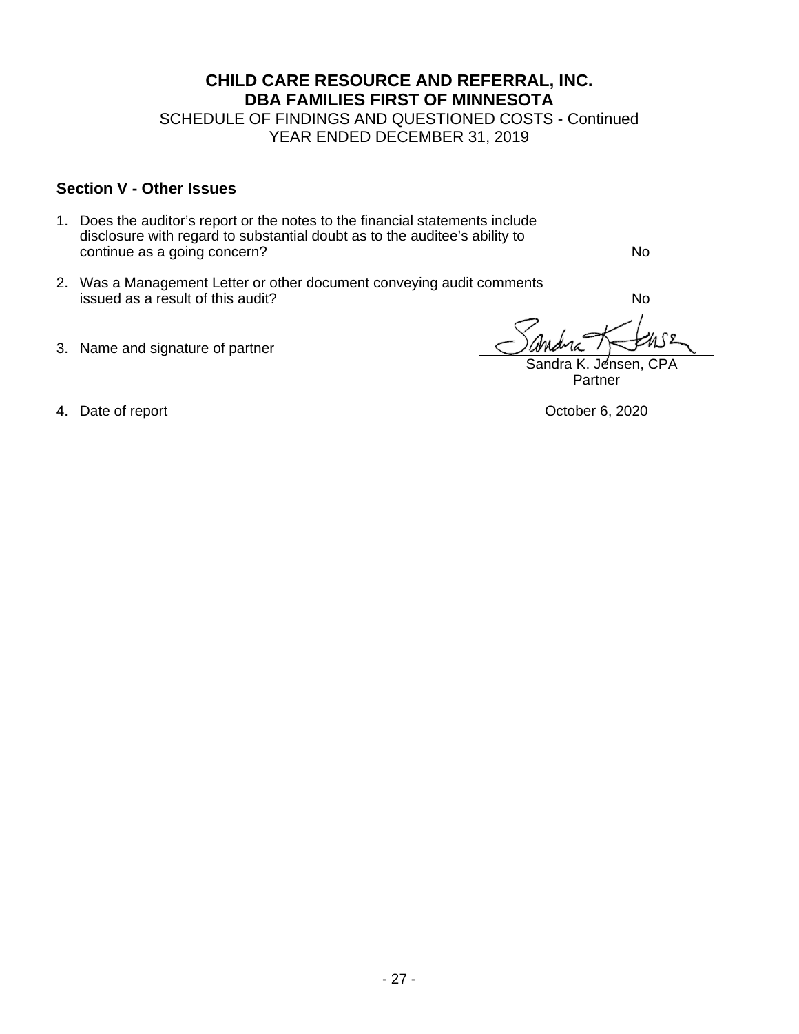**CHILD CARE RESOURCE AND REFERRAL, INC.**
**DBA FAMILIES FIRST OF MINNESOTA**
SCHEDULE OF FINDINGS AND QUESTIONED COSTS - Continued
YEAR ENDED DECEMBER 31, 2019

### Section V - Other Issues

1. Does the auditor's report or the notes to the financial statements include disclosure with regard to substantial doubt as to the auditee's ability to continue as a going concern? No

2. Was a Management Letter or other document conveying audit comments issued as a result of this audit? No

3. Name and signature of partner

   Sandra K. Jensen, CPA
   Partner

4. Date of report October 6, 2020